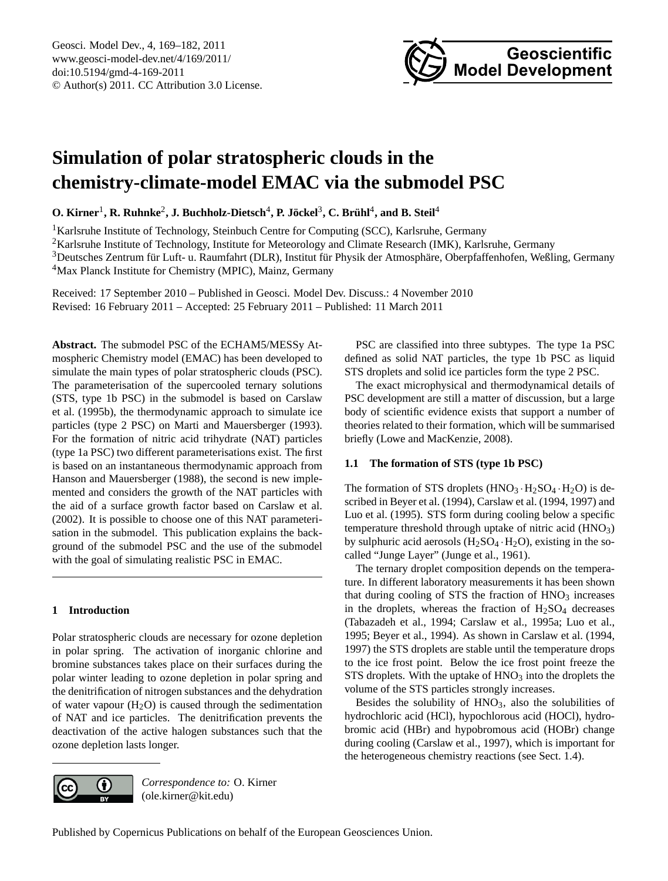# Simulation of polar stratospheric clouds in the chemistry-climate-model EMAC via the submodel PSC

**O. Kirner**[1], **R. Ruhnke**[2], **J. Buchholz-Dietsch**[4], **P. Jöckel**[3], **C. Brühl**[4], **and B. Steil**[4]

[1]Karlsruhe Institute of Technology, Steinbuch Centre for Computing (SCC), Karlsruhe, Germany
[2]Karlsruhe Institute of Technology, Institute for Meteorology and Climate Research (IMK), Karlsruhe, Germany
[3]Deutsches Zentrum für Luft- u. Raumfahrt (DLR), Institut für Physik der Atmosphäre, Oberpfaffenhofen, Weßling, Germany
[4]Max Planck Institute for Chemistry (MPIC), Mainz, Germany

Received: 17 September 2010 – Published in Geosci. Model Dev. Discuss.: 4 November 2010
Revised: 16 February 2011 – Accepted: 25 February 2011 – Published: 11 March 2011

**Abstract.** The submodel PSC of the ECHAM5/MESSy Atmospheric Chemistry model (EMAC) has been developed to simulate the main types of polar stratospheric clouds (PSC). The parameterisation of the supercooled ternary solutions (STS, type 1b PSC) in the submodel is based on Carslaw et al. (1995b), the thermodynamic approach to simulate ice particles (type 2 PSC) on Marti and Mauersberger (1993). For the formation of nitric acid trihydrate (NAT) particles (type 1a PSC) two different parameterisations exist. The first is based on an instantaneous thermodynamic approach from Hanson and Mauersberger (1988), the second is new implemented and considers the growth of the NAT particles with the aid of a surface growth factor based on Carslaw et al. (2002). It is possible to choose one of this NAT parameterisation in the submodel. This publication explains the background of the submodel PSC and the use of the submodel with the goal of simulating realistic PSC in EMAC.

## 1 Introduction

Polar stratospheric clouds are necessary for ozone depletion in polar spring. The activation of inorganic chlorine and bromine substances takes place on their surfaces during the polar winter leading to ozone depletion in polar spring and the denitrification of nitrogen substances and the dehydration of water vapour ($H_2O$) is caused through the sedimentation of NAT and ice particles. The denitrification prevents the deactivation of the active halogen substances such that the ozone depletion lasts longer.

PSC are classified into three subtypes. The type 1a PSC defined as solid NAT particles, the type 1b PSC as liquid STS droplets and solid ice particles form the type 2 PSC.

The exact microphysical and thermodynamical details of PSC development are still a matter of discussion, but a large body of scientific evidence exists that support a number of theories related to their formation, which will be summarised briefly (Lowe and MacKenzie, 2008).

### 1.1 The formation of STS (type 1b PSC)

The formation of STS droplets ($HNO_3 \cdot H_2SO_4 \cdot H_2O$) is described in Beyer et al. (1994), Carslaw et al. (1994, 1997) and Luo et al. (1995). STS form during cooling below a specific temperature threshold through uptake of nitric acid ($HNO_3$) by sulphuric acid aerosols ($H_2SO_4 \cdot H_2O$), existing in the so-called "Junge Layer" (Junge et al., 1961).

The ternary droplet composition depends on the temperature. In different laboratory measurements it has been shown that during cooling of STS the fraction of $HNO_3$ increases in the droplets, whereas the fraction of $H_2SO_4$ decreases (Tabazadeh et al., 1994; Carslaw et al., 1995a; Luo et al., 1995; Beyer et al., 1994). As shown in Carslaw et al. (1994, 1997) the STS droplets are stable until the temperature drops to the ice frost point. Below the ice frost point freeze the STS droplets. With the uptake of $HNO_3$ into the droplets the volume of the STS particles strongly increases.

Besides the solubility of $HNO_3$, also the solubilities of hydrochloric acid (HCl), hypochlorous acid (HOCl), hydrobromic acid (HBr) and hypobromous acid (HOBr) change during cooling (Carslaw et al., 1997), which is important for the heterogeneous chemistry reactions (see Sect. 1.4).

*Correspondence to:* O. Kirner
(ole.kirner@kit.edu)

Published by Copernicus Publications on behalf of the European Geosciences Union.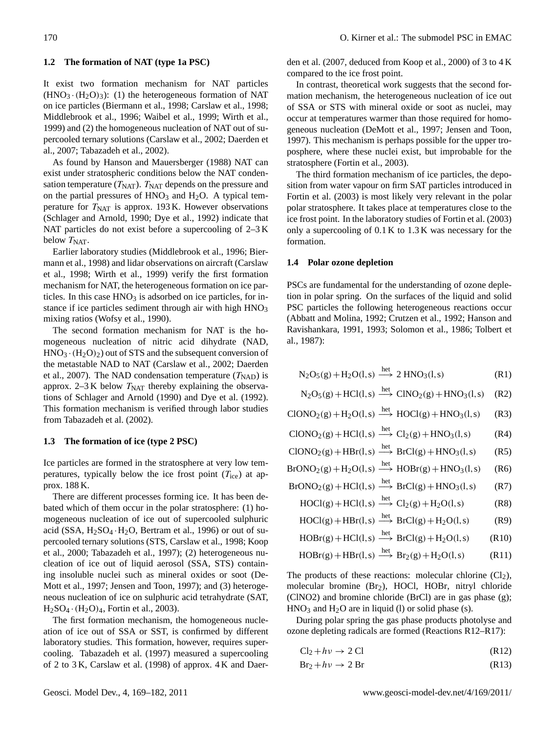### 1.2 The formation of NAT (type 1a PSC)

It exist two formation mechanism for NAT particles ($HNO_3 \cdot (H_2O)_3$): (1) the heterogeneous formation of NAT on ice particles (Biermann et al., 1998; Carslaw et al., 1998; Middlebrook et al., 1996; Waibel et al., 1999; Wirth et al., 1999) and (2) the homogeneous nucleation of NAT out of supercooled ternary solutions (Carslaw et al., 2002; Daerden et al., 2007; Tabazadeh et al., 2002).

As found by Hanson and Mauersberger (1988) NAT can exist under stratospheric conditions below the NAT condensation temperature ($T_{NAT}$). $T_{NAT}$ depends on the pressure and on the partial pressures of $HNO_3$ and $H_2O$. A typical temperature for $T_{NAT}$ is approx. 193 K. However observations (Schlager and Arnold, 1990; Dye et al., 1992) indicate that NAT particles do not exist before a supercooling of 2–3 K below $T_{NAT}$.

Earlier laboratory studies (Middlebrook et al., 1996; Biermann et al., 1998) and lidar observations on aircraft (Carslaw et al., 1998; Wirth et al., 1999) verify the first formation mechanism for NAT, the heterogeneous formation on ice particles. In this case $HNO_3$ is adsorbed on ice particles, for instance if ice particles sediment through air with high $HNO_3$ mixing ratios (Wofsy et al., 1990).

The second formation mechanism for NAT is the homogeneous nucleation of nitric acid dihydrate (NAD, $HNO_3 \cdot (H_2O)_2$) out of STS and the subsequent conversion of the metastable NAD to NAT (Carslaw et al., 2002; Daerden et al., 2007). The NAD condensation temperature ($T_{NAD}$) is approx. 2–3 K below $T_{NAT}$ thereby explaining the observations of Schlager and Arnold (1990) and Dye et al. (1992). This formation mechanism is verified through labor studies from Tabazadeh et al. (2002).

### 1.3 The formation of ice (type 2 PSC)

Ice particles are formed in the stratosphere at very low temperatures, typically below the ice frost point ($T_{ice}$) at approx. 188 K.

There are different processes forming ice. It has been debated which of them occur in the polar stratosphere: (1) homogeneous nucleation of ice out of supercooled sulphuric acid (SSA, $H_2SO_4 \cdot H_2O$, Bertram et al., 1996) or out of supercooled ternary solutions (STS, Carslaw et al., 1998; Koop et al., 2000; Tabazadeh et al., 1997); (2) heterogeneous nucleation of ice out of liquid aerosol (SSA, STS) containing insoluble nuclei such as mineral oxides or soot (DeMott et al., 1997; Jensen and Toon, 1997); and (3) heterogeneous nucleation of ice on sulphuric acid tetrahydrate (SAT, $H_2SO_4 \cdot (H_2O)_4$, Fortin et al., 2003).

The first formation mechanism, the homogeneous nucleation of ice out of SSA or SST, is confirmed by different laboratory studies. This formation, however, requires supercooling. Tabazadeh et al. (1997) measured a supercooling of 2 to 3 K, Carslaw et al. (1998) of approx. 4 K and Daerden et al. (2007, deduced from Koop et al., 2000) of 3 to 4 K compared to the ice frost point.

In contrast, theoretical work suggests that the second formation mechanism, the heterogeneous nucleation of ice out of SSA or STS with mineral oxide or soot as nuclei, may occur at temperatures warmer than those required for homogeneous nucleation (DeMott et al., 1997; Jensen and Toon, 1997). This mechanism is perhaps possible for the upper troposphere, where these nuclei exist, but improbable for the stratosphere (Fortin et al., 2003).

The third formation mechanism of ice particles, the deposition from water vapour on firm SAT particles introduced in Fortin et al. (2003) is most likely very relevant in the polar polar stratosphere. It takes place at temperatures close to the ice frost point. In the laboratory studies of Fortin et al. (2003) only a supercooling of 0.1 K to 1.3 K was necessary for the formation.

### 1.4 Polar ozone depletion

PSCs are fundamental for the understanding of ozone depletion in polar spring. On the surfaces of the liquid and solid PSC particles the following heterogeneous reactions occur (Abbatt and Molina, 1992; Crutzen et al., 1992; Hanson and Ravishankara, 1991, 1993; Solomon et al., 1986; Tolbert et al., 1987):

$$N_2O_5(g) + H_2O(l,s) \xrightarrow{het} 2\ HNO_3(l,s) \quad \text{(R1)}$$

$$N_2O_5(g) + HCl(l,s) \xrightarrow{het} ClNO_2(g) + HNO_3(l,s) \quad \text{(R2)}$$

$$ClONO_2(g) + H_2O(l,s) \xrightarrow{het} HOCl(g) + HNO_3(l,s) \quad \text{(R3)}$$

$$ClONO_2(g) + HCl(l,s) \xrightarrow{het} Cl_2(g) + HNO_3(l,s) \quad \text{(R4)}$$

$$ClONO_2(g) + HBr(l,s) \xrightarrow{het} BrCl(g) + HNO_3(l,s) \quad \text{(R5)}$$

$$BrONO_2(g) + H_2O(l,s) \xrightarrow{het} HOBr(g) + HNO_3(l,s) \quad \text{(R6)}$$

$$BrONO_2(g) + HCl(l,s) \xrightarrow{het} BrCl(g) + HNO_3(l,s) \quad \text{(R7)}$$

$$HOCl(g) + HCl(l,s) \xrightarrow{het} Cl_2(g) + H_2O(l,s) \quad \text{(R8)}$$

$$HOCl(g) + HBr(l,s) \xrightarrow{het} BrCl(g) + H_2O(l,s) \quad \text{(R9)}$$

$$HOBr(g) + HCl(l,s) \xrightarrow{het} BrCl(g) + H_2O(l,s) \quad \text{(R10)}$$

$$HOBr(g) + HBr(l,s) \xrightarrow{het} Br_2(g) + H_2O(l,s) \quad \text{(R11)}$$

The products of these reactions: molecular chlorine ($Cl_2$), molecular bromine ($Br_2$), HOCl, HOBr, nitryl chloride (ClNO2) and bromine chloride (BrCl) are in gas phase (g); $HNO_3$ and $H_2O$ are in liquid (l) or solid phase (s).

During polar spring the gas phase products photolyse and ozone depleting radicals are formed (Reactions R12–R17):

$$Cl_2 + h\nu \rightarrow 2\ Cl \quad \text{(R12)}$$

$$Br_2 + h\nu \rightarrow 2\ Br \quad \text{(R13)}$$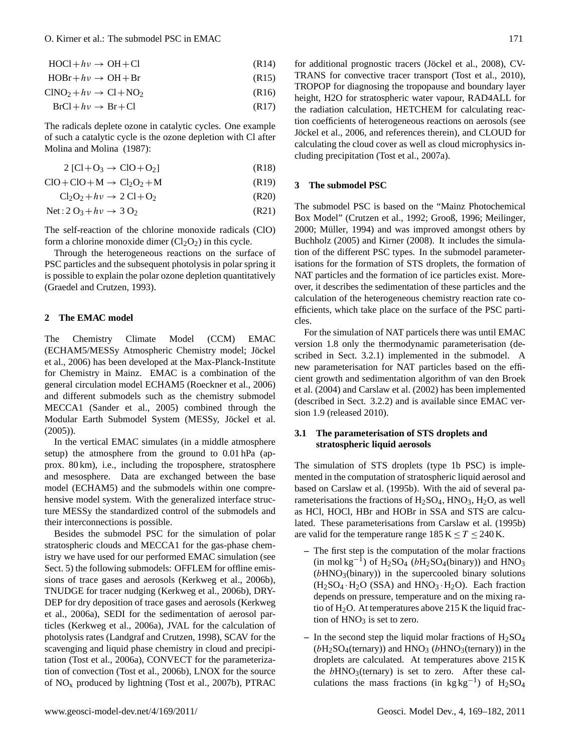$$\mathrm{HOCl} + h\nu \rightarrow \mathrm{OH} + \mathrm{Cl} \tag{R14}$$

$$\mathrm{HOBr} + h\nu \rightarrow \mathrm{OH} + \mathrm{Br} \tag{R15}$$

$$\mathrm{ClNO_2} + h\nu \rightarrow \mathrm{Cl} + \mathrm{NO_2} \tag{R16}$$

$$\mathrm{BrCl} + h\nu \rightarrow \mathrm{Br} + \mathrm{Cl} \tag{R17}$$

The radicals deplete ozone in catalytic cycles. One example of such a catalytic cycle is the ozone depletion with Cl after Molina and Molina (1987):

$$2\,[\mathrm{Cl} + \mathrm{O_3} \rightarrow \mathrm{ClO} + \mathrm{O_2}] \tag{R18}$$

$$\mathrm{ClO} + \mathrm{ClO} + \mathrm{M} \rightarrow \mathrm{Cl_2O_2} + \mathrm{M} \tag{R19}$$

$$\mathrm{Cl_2O_2} + h\nu \rightarrow 2\,\mathrm{Cl} + \mathrm{O_2} \tag{R20}$$

$$\mathrm{Net}: 2\,\mathrm{O_3} + h\nu \rightarrow 3\,\mathrm{O_2} \tag{R21}$$

The self-reaction of the chlorine monoxide radicals (ClO) form a chlorine monoxide dimer ($Cl_2O_2$) in this cycle.

Through the heterogeneous reactions on the surface of PSC particles and the subsequent photolysis in polar spring it is possible to explain the polar ozone depletion quantitatively (Graedel and Crutzen, 1993).

## 2 The EMAC model

The Chemistry Climate Model (CCM) EMAC (ECHAM5/MESSy Atmospheric Chemistry model; Jöckel et al., 2006) has been developed at the Max-Planck-Institute for Chemistry in Mainz. EMAC is a combination of the general circulation model ECHAM5 (Roeckner et al., 2006) and different submodels such as the chemistry submodel MECCA1 (Sander et al., 2005) combined through the Modular Earth Submodel System (MESSy, Jöckel et al. (2005)).

In the vertical EMAC simulates (in a middle atmosphere setup) the atmosphere from the ground to 0.01 hPa (approx. 80 km), i.e., including the troposphere, stratosphere and mesosphere. Data are exchanged between the base model (ECHAM5) and the submodels within one comprehensive model system. With the generalized interface structure MESSy the standardized control of the submodels and their interconnections is possible.

Besides the submodel PSC for the simulation of polar stratospheric clouds and MECCA1 for the gas-phase chemistry we have used for our performed EMAC simulation (see Sect. 5) the following submodels: OFFLEM for offline emissions of trace gases and aerosols (Kerkweg et al., 2006b), TNUDGE for tracer nudging (Kerkweg et al., 2006b), DRYDEP for dry deposition of trace gases and aerosols (Kerkweg et al., 2006a), SEDI for the sedimentation of aerosol particles (Kerkweg et al., 2006a), JVAL for the calculation of photolysis rates (Landgraf and Crutzen, 1998), SCAV for the scavenging and liquid phase chemistry in cloud and precipitation (Tost et al., 2006a), CONVECT for the parameterization of convection (Tost et al., 2006b), LNOX for the source of $NO_x$ produced by lightning (Tost et al., 2007b), PTRAC for additional prognostic tracers (Jöckel et al., 2008), CVTRANS for convective tracer transport (Tost et al., 2010), TROPOP for diagnosing the tropopause and boundary layer height, H2O for stratospheric water vapour, RAD4ALL for the radiation calculation, HETCHEM for calculating reaction coefficients of heterogeneous reactions on aerosols (see Jöckel et al., 2006, and references therein), and CLOUD for calculating the cloud cover as well as cloud microphysics including precipitation (Tost et al., 2007a).

## 3 The submodel PSC

The submodel PSC is based on the "Mainz Photochemical Box Model" (Crutzen et al., 1992; Grooß, 1996; Meilinger, 2000; Müller, 1994) and was improved amongst others by Buchholz (2005) and Kirner (2008). It includes the simulation of the different PSC types. In the submodel parameterisations for the formation of STS droplets, the formation of NAT particles and the formation of ice particles exist. Moreover, it describes the sedimentation of these particles and the calculation of the heterogeneous chemistry reaction rate coefficients, which take place on the surface of the PSC particles.

For the simulation of NAT particels there was until EMAC version 1.8 only the thermodynamic parameterisation (described in Sect. 3.2.1) implemented in the submodel. A new parameterisation for NAT particles based on the efficient growth and sedimentation algorithm of van den Broek et al. (2004) and Carslaw et al. (2002) has been implemented (described in Sect. 3.2.2) and is available since EMAC version 1.9 (released 2010).

### 3.1 The parameterisation of STS droplets and stratospheric liquid aerosols

The simulation of STS droplets (type 1b PSC) is implemented in the computation of stratospheric liquid aerosol and based on Carslaw et al. (1995b). With the aid of several parameterisations the fractions of $H_2SO_4$, $HNO_3$, $H_2O$, as well as HCl, HOCl, HBr and HOBr in SSA and STS are calculated. These parameterisations from Carslaw et al. (1995b) are valid for the temperature range $185\,\mathrm{K} \leq T \leq 240\,\mathrm{K}$.

- The first step is the computation of the molar fractions (in mol kg$^{-1}$) of $H_2SO_4$ ($bH_2SO_4$(binary)) and $HNO_3$ ($bHNO_3$(binary)) in the supercooled binary solutions ($H_2SO_4 \cdot H_2O$ (SSA) and $HNO_3 \cdot H_2O$). Each fraction depends on pressure, temperature and on the mixing ratio of $H_2O$. At temperatures above 215 K the liquid fraction of $HNO_3$ is set to zero.
- In the second step the liquid molar fractions of $H_2SO_4$ ($bH_2SO_4$(ternary)) and $HNO_3$ ($bHNO_3$(ternary)) in the droplets are calculated. At temperatures above 215 K the $bHNO_3$(ternary) is set to zero. After these calculations the mass fractions (in kg kg$^{-1}$) of $H_2SO_4$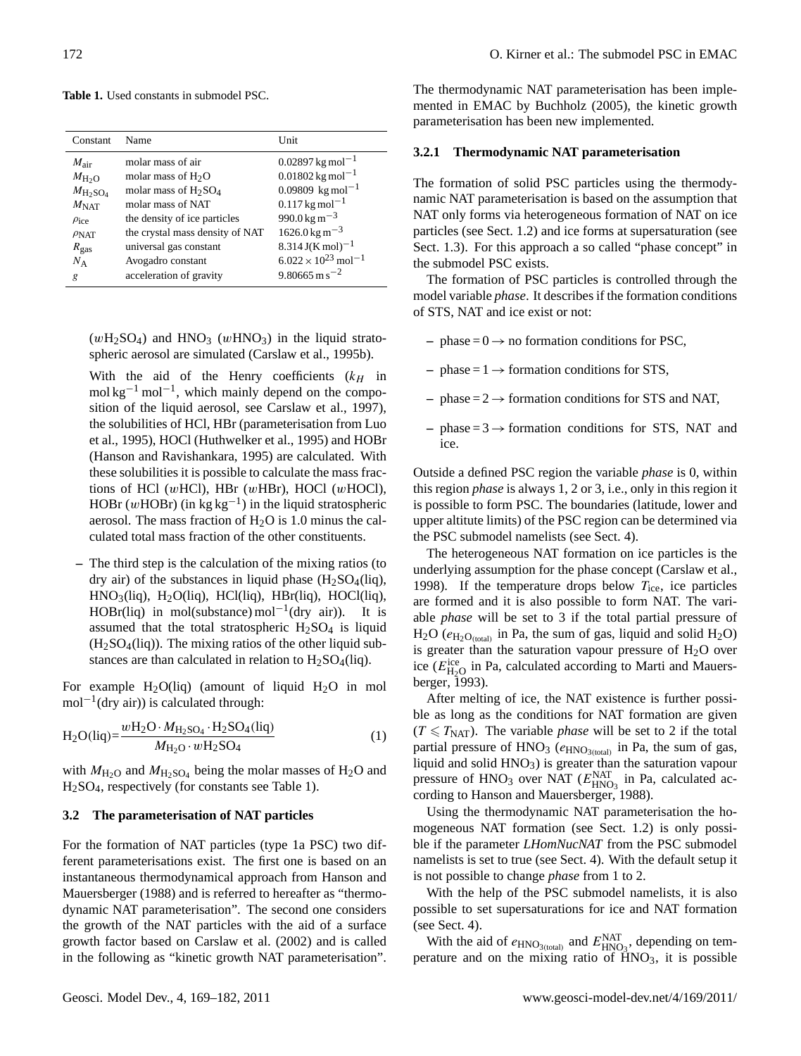**Table 1.** Used constants in submodel PSC.

| Constant | Name | Unit |
|---|---|---|
| $M_{air}$ | molar mass of air | $0.02897\,kg\,mol^{-1}$ |
| $M_{H_2O}$ | molar mass of $H_2O$ | $0.01802\,kg\,mol^{-1}$ |
| $M_{H_2SO_4}$ | molar mass of $H_2SO_4$ | $0.09809\,kg\,mol^{-1}$ |
| $M_{NAT}$ | molar mass of NAT | $0.117\,kg\,mol^{-1}$ |
| $\rho_{ice}$ | the density of ice particles | $990.0\,kg\,m^{-3}$ |
| $\rho_{NAT}$ | the crystal mass density of NAT | $1626.0\,kg\,m^{-3}$ |
| $R_{gas}$ | universal gas constant | $8.314\,J(K\,mol)^{-1}$ |
| $N_A$ | Avogadro constant | $6.022\times10^{23}\,mol^{-1}$ |
| $g$ | acceleration of gravity | $9.80665\,m\,s^{-2}$ |

($wH_2SO_4$) and $HNO_3$ ($wHNO_3$) in the liquid stratospheric aerosol are simulated (Carslaw et al., 1995b).

With the aid of the Henry coefficients ($k_H$ in $mol\,kg^{-1}\,mol^{-1}$, which mainly depend on the composition of the liquid aerosol, see Carslaw et al., 1997), the solubilities of HCl, HBr (parameterisation from Luo et al., 1995), HOCl (Huthwelker et al., 1995) and HOBr (Hanson and Ravishankara, 1995) are calculated. With these solubilities it is possible to calculate the mass fractions of HCl ($w$HCl), HBr ($w$HBr), HOCl ($w$HOCl), HOBr ($w$HOBr) (in $kg\,kg^{-1}$) in the liquid stratospheric aerosol. The mass fraction of $H_2O$ is 1.0 minus the calculated total mass fraction of the other constituents.

- The third step is the calculation of the mixing ratios (to dry air) of the substances in liquid phase ($H_2SO_4$(liq), $HNO_3$(liq), $H_2O$(liq), HCl(liq), HBr(liq), HOCl(liq), HOBr(liq) in $mol(substance)\,mol^{-1}(dry\ air)$). It is assumed that the total stratospheric $H_2SO_4$ is liquid ($H_2SO_4$(liq)). The mixing ratios of the other liquid substances are than calculated in relation to $H_2SO_4$(liq).

For example $H_2O$(liq) (amount of liquid $H_2O$ in mol $mol^{-1}$(dry air)) is calculated through:

$$H_2O(liq)=\frac{wH_2O\cdot M_{H_2SO_4}\cdot H_2SO_4(liq)}{M_{H_2O}\cdot wH_2SO_4} \tag{1}$$

with $M_{H_2O}$ and $M_{H_2SO_4}$ being the molar masses of $H_2O$ and $H_2SO_4$, respectively (for constants see Table 1).

### 3.2 The parameterisation of NAT particles

For the formation of NAT particles (type 1a PSC) two different parameterisations exist. The first one is based on an instantaneous thermodynamical approach from Hanson and Mauersberger (1988) and is referred to hereafter as "thermodynamic NAT parameterisation". The second one considers the growth of the NAT particles with the aid of a surface growth factor based on Carslaw et al. (2002) and is called in the following as "kinetic growth NAT parameterisation". The thermodynamic NAT parameterisation has been implemented in EMAC by Buchholz (2005), the kinetic growth parameterisation has been new implemented.

#### 3.2.1 Thermodynamic NAT parameterisation

The formation of solid PSC particles using the thermodynamic NAT parameterisation is based on the assumption that NAT only forms via heterogeneous formation of NAT on ice particles (see Sect. 1.2) and ice forms at supersaturation (see Sect. 1.3). For this approach a so called "phase concept" in the submodel PSC exists.

The formation of PSC particles is controlled through the model variable *phase*. It describes if the formation conditions of STS, NAT and ice exist or not:

- phase = 0 → no formation conditions for PSC,
- phase = 1 → formation conditions for STS,
- phase = 2 → formation conditions for STS and NAT,
- phase = 3 → formation conditions for STS, NAT and ice.

Outside a defined PSC region the variable *phase* is 0, within this region *phase* is always 1, 2 or 3, i.e., only in this region it is possible to form PSC. The boundaries (latitude, lower and upper altitute limits) of the PSC region can be determined via the PSC submodel namelists (see Sect. 4).

The heterogeneous NAT formation on ice particles is the underlying assumption for the phase concept (Carslaw et al., 1998). If the temperature drops below $T_{ice}$, ice particles are formed and it is also possible to form NAT. The variable *phase* will be set to 3 if the total partial pressure of $H_2O$ ($e_{H_2O_{(total)}}$ in Pa, the sum of gas, liquid and solid $H_2O$) is greater than the saturation vapour pressure of $H_2O$ over ice ($E^{ice}_{H_2O}$ in Pa, calculated according to Marti and Mauersberger, 1993).

After melting of ice, the NAT existence is further possible as long as the conditions for NAT formation are given ($T \leqslant T_{NAT}$). The variable *phase* will be set to 2 if the total partial pressure of $HNO_3$ ($e_{HNO_{3(total)}}$ in Pa, the sum of gas, liquid and solid $HNO_3$) is greater than the saturation vapour pressure of $HNO_3$ over NAT ($E^{NAT}_{HNO_3}$ in Pa, calculated according to Hanson and Mauersberger, 1988).

Using the thermodynamic NAT parameterisation the homogeneous NAT formation (see Sect. 1.2) is only possible if the parameter *LHomNucNAT* from the PSC submodel namelists is set to true (see Sect. 4). With the default setup it is not possible to change *phase* from 1 to 2.

With the help of the PSC submodel namelists, it is also possible to set supersaturations for ice and NAT formation (see Sect. 4).

With the aid of $e_{HNO_{3(total)}}$ and $E^{NAT}_{HNO_3}$, depending on temperature and on the mixing ratio of $HNO_3$, it is possible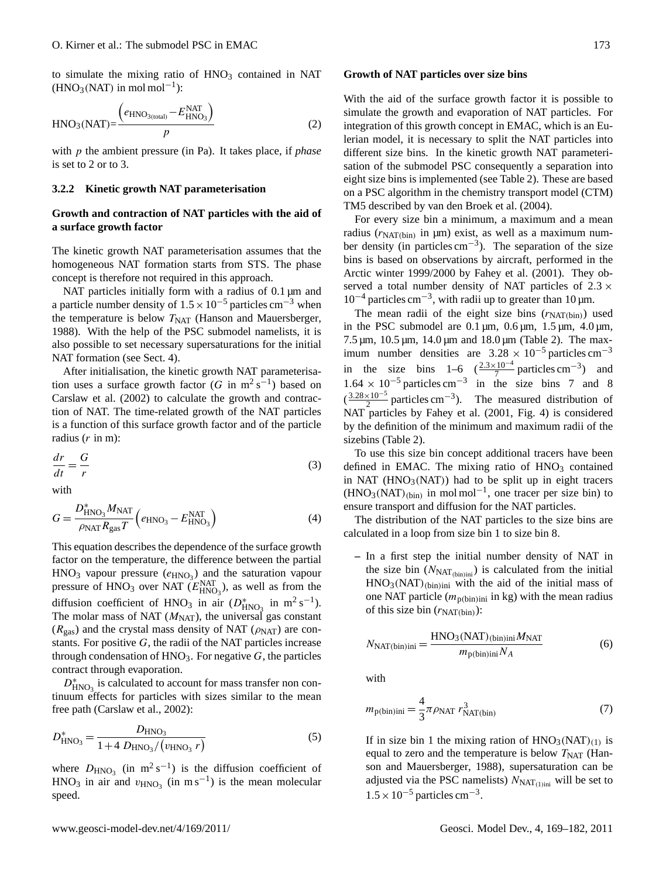to simulate the mixing ratio of $HNO_3$ contained in NAT ($HNO_3$(NAT) in $mol\,mol^{-1}$):

$$HNO_3(NAT) = \frac{\left(e_{HNO_{3(total)}} - E^{NAT}_{HNO_3}\right)}{p} \tag{2}$$

with $p$ the ambient pressure (in Pa). It takes place, if *phase* is set to 2 or to 3.

### 3.2.2 Kinetic growth NAT parameterisation

**Growth and contraction of NAT particles with the aid of a surface growth factor**

The kinetic growth NAT parameterisation assumes that the homogeneous NAT formation starts from STS. The phase concept is therefore not required in this approach.

NAT particles initially form with a radius of 0.1 µm and a particle number density of $1.5 \times 10^{-5}$ particles $cm^{-3}$ when the temperature is below $T_{NAT}$ (Hanson and Mauersberger, 1988). With the help of the PSC submodel namelists, it is also possible to set necessary supersaturations for the initial NAT formation (see Sect. 4).

After initialisation, the kinetic growth NAT parameterisation uses a surface growth factor ($G$ in $m^2\,s^{-1}$) based on Carslaw et al. (2002) to calculate the growth and contraction of NAT. The time-related growth of the NAT particles is a function of this surface growth factor and of the particle radius ($r$ in m):

$$\frac{dr}{dt} = \frac{G}{r} \tag{3}$$

with

$$G = \frac{D^*_{HNO_3} M_{NAT}}{\rho_{NAT} R_{gas} T}\left(e_{HNO_3} - E^{NAT}_{HNO_3}\right) \tag{4}$$

This equation describes the dependence of the surface growth factor on the temperature, the difference between the partial $HNO_3$ vapour pressure ($e_{HNO_3}$) and the saturation vapour pressure of $HNO_3$ over NAT ($E^{NAT}_{HNO_3}$), as well as from the diffusion coefficient of $HNO_3$ in air ($D^*_{HNO_3}$ in $m^2\,s^{-1}$). The molar mass of NAT ($M_{NAT}$), the universal gas constant ($R_{gas}$) and the crystal mass density of NAT ($\rho_{NAT}$) are constants. For positive $G$, the radii of the NAT particles increase through condensation of $HNO_3$. For negative $G$, the particles contract through evaporation.

$D^*_{HNO_3}$ is calculated to account for mass transfer non continuum effects for particles with sizes similar to the mean free path (Carslaw et al., 2002):

$$D^*_{HNO_3} = \frac{D_{HNO_3}}{1 + 4\,D_{HNO_3}/\left(v_{HNO_3}\,r\right)} \tag{5}$$

where $D_{HNO_3}$ (in $m^2\,s^{-1}$) is the diffusion coefficient of $HNO_3$ in air and $v_{HNO_3}$ (in $m\,s^{-1}$) is the mean molecular speed.

**Growth of NAT particles over size bins**

With the aid of the surface growth factor it is possible to simulate the growth and evaporation of NAT particles. For integration of this growth concept in EMAC, which is an Eulerian model, it is necessary to split the NAT particles into different size bins. In the kinetic growth NAT parameterisation of the submodel PSC consequently a separation into eight size bins is implemented (see Table 2). These are based on a PSC algorithm in the chemistry transport model (CTM) TM5 described by van den Broek et al. (2004).

For every size bin a minimum, a maximum and a mean radius ($r_{NAT(bin)}$ in µm) exist, as well as a maximum number density (in particles $cm^{-3}$). The separation of the size bins is based on observations by aircraft, performed in the Arctic winter 1999/2000 by Fahey et al. (2001). They observed a total number density of NAT particles of $2.3 \times 10^{-4}$ particles $cm^{-3}$, with radii up to greater than 10 µm.

The mean radii of the eight size bins ($r_{NAT(bin)}$) used in the PSC submodel are 0.1 µm, 0.6 µm, 1.5 µm, 4.0 µm, 7.5 µm, 10.5 µm, 14.0 µm and 18.0 µm (Table 2). The maximum number densities are $3.28 \times 10^{-5}$ particles $cm^{-3}$ in the size bins 1–6 ($\frac{2.3\times10^{-4}}{7}$ particles $cm^{-3}$) and $1.64 \times 10^{-5}$ particles $cm^{-3}$ in the size bins 7 and 8 ($\frac{3.28\times10^{-5}}{2}$ particles $cm^{-3}$). The measured distribution of NAT particles by Fahey et al. (2001, Fig. 4) is considered by the definition of the minimum and maximum radii of the sizebins (Table 2).

To use this size bin concept additional tracers have been defined in EMAC. The mixing ratio of $HNO_3$ contained in NAT ($HNO_3$(NAT)) had to be split up in eight tracers ($HNO_3(NAT)_{(bin)}$ in $mol\,mol^{-1}$, one tracer per size bin) to ensure transport and diffusion for the NAT particles.

The distribution of the NAT particles to the size bins are calculated in a loop from size bin 1 to size bin 8.

– In a first step the initial number density of NAT in the size bin ($N_{NAT_{(bin)ini}}$) is calculated from the initial $HNO_3(NAT)_{(bin)ini}$ with the aid of the initial mass of one NAT particle ($m_{p(bin)ini}$ in kg) with the mean radius of this size bin ($r_{NAT(bin)}$):

$$N_{NAT(bin)ini} = \frac{HNO_3(NAT)_{(bin)ini} M_{NAT}}{m_{p(bin)ini} N_A} \tag{6}$$

with

$$m_{p(bin)ini} = \frac{4}{3}\pi\rho_{NAT}\, r^3_{NAT(bin)} \tag{7}$$

If in size bin 1 the mixing ration of $HNO_3(NAT)_{(1)}$ is equal to zero and the temperature is below $T_{NAT}$ (Hanson and Mauersberger, 1988), supersaturation can be adjusted via the PSC namelists) $N_{NAT_{(1)ini}}$ will be set to $1.5 \times 10^{-5}$ particles $cm^{-3}$.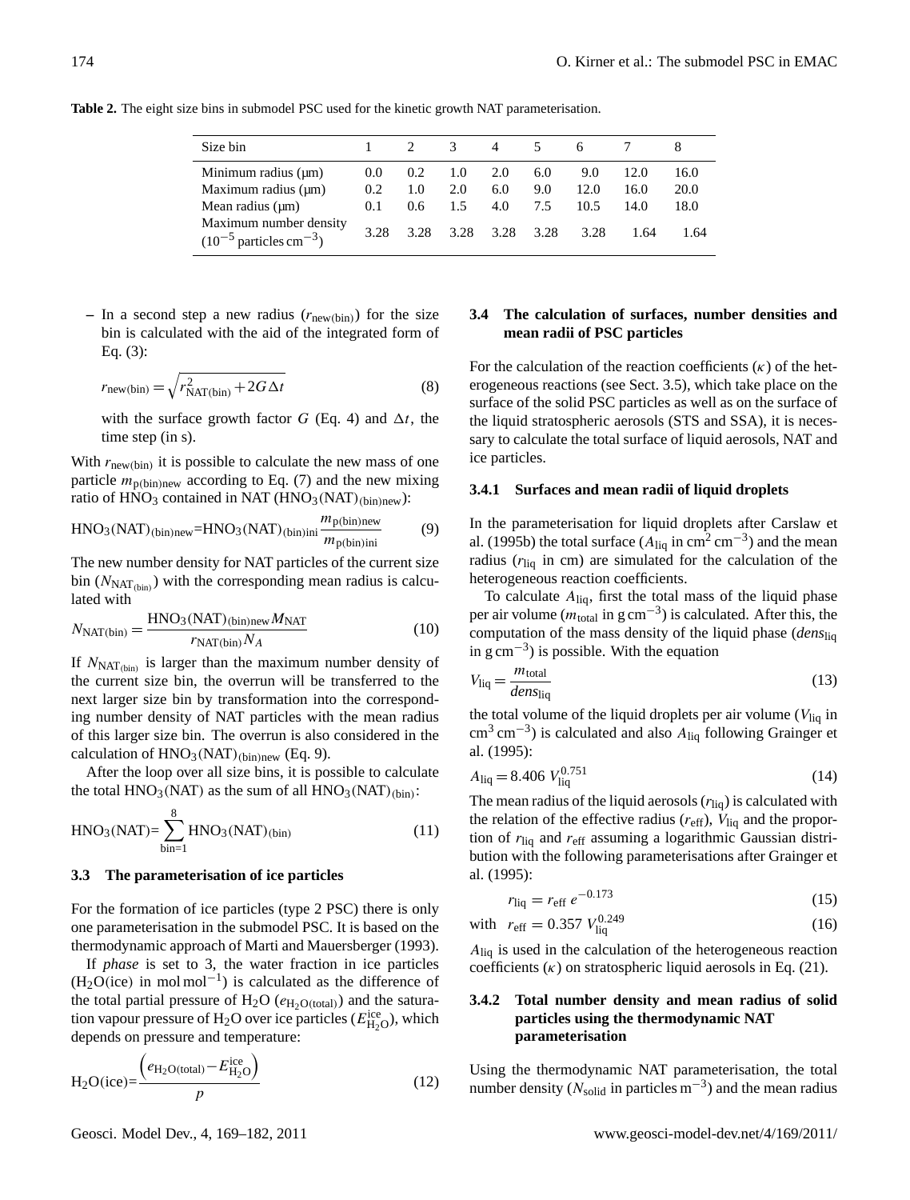**Table 2.** The eight size bins in submodel PSC used for the kinetic growth NAT parameterisation.

| Size bin | 1 | 2 | 3 | 4 | 5 | 6 | 7 | 8 |
|---|---|---|---|---|---|---|---|---|
| Minimum radius (µm) | 0.0 | 0.2 | 1.0 | 2.0 | 6.0 | 9.0 | 12.0 | 16.0 |
| Maximum radius (µm) | 0.2 | 1.0 | 2.0 | 6.0 | 9.0 | 12.0 | 16.0 | 20.0 |
| Mean radius (µm) | 0.1 | 0.6 | 1.5 | 4.0 | 7.5 | 10.5 | 14.0 | 18.0 |
| Maximum number density ($10^{-5}$ particles cm$^{-3}$) | 3.28 | 3.28 | 3.28 | 3.28 | 3.28 | 3.28 | 1.64 | 1.64 |

– In a second step a new radius ($r_{\text{new(bin)}}$) for the size bin is calculated with the aid of the integrated form of Eq. (3):

$$r_{\text{new(bin)}} = \sqrt{r^2_{\text{NAT(bin)}} + 2G\Delta t} \tag{8}$$

with the surface growth factor $G$ (Eq. 4) and $\Delta t$, the time step (in s).

With $r_{\text{new(bin)}}$ it is possible to calculate the new mass of one particle $m_{\text{p(bin)new}}$ according to Eq. (7) and the new mixing ratio of $HNO_3$ contained in NAT ($HNO_3(\text{NAT})_{\text{(bin)new}}$):

$$HNO_3(\text{NAT})_{\text{(bin)new}} = HNO_3(\text{NAT})_{\text{(bin)ini}} \frac{m_{\text{p(bin)new}}}{m_{\text{p(bin)ini}}} \tag{9}$$

The new number density for NAT particles of the current size bin ($N_{\text{NAT}_{\text{(bin)}}}$) with the corresponding mean radius is calculated with

$$N_{\text{NAT(bin)}} = \frac{HNO_3(\text{NAT})_{\text{(bin)new}} M_{\text{NAT}}}{r_{\text{NAT(bin)}} N_A} \tag{10}$$

If $N_{\text{NAT}_{\text{(bin)}}}$ is larger than the maximum number density of the current size bin, the overrun will be transferred to the next larger size bin by transformation into the corresponding number density of NAT particles with the mean radius of this larger size bin. The overrun is also considered in the calculation of $HNO_3(\text{NAT})_{\text{(bin)new}}$ (Eq. 9).

After the loop over all size bins, it is possible to calculate the total $HNO_3(\text{NAT})$ as the sum of all $HNO_3(\text{NAT})_{\text{(bin)}}$:

$$HNO_3(\text{NAT}) = \sum_{\text{bin}=1}^{8} HNO_3(\text{NAT})_{\text{(bin)}} \tag{11}$$

### 3.3 The parameterisation of ice particles

For the formation of ice particles (type 2 PSC) there is only one parameterisation in the submodel PSC. It is based on the thermodynamic approach of Marti and Mauersberger (1993).

If *phase* is set to 3, the water fraction in ice particles ($H_2O$(ice) in mol mol$^{-1}$) is calculated as the difference of the total partial pressure of $H_2O$ ($e_{H_2O\text{(total)}}$) and the saturation vapour pressure of $H_2O$ over ice particles ($E^{\text{ice}}_{H_2O}$), which depends on pressure and temperature:

$$H_2O(\text{ice}) = \frac{\left(e_{H_2O\text{(total)}} - E^{\text{ice}}_{H_2O}\right)}{p} \tag{12}$$

### 3.4 The calculation of surfaces, number densities and mean radii of PSC particles

For the calculation of the reaction coefficients ($\kappa$) of the heterogeneous reactions (see Sect. 3.5), which take place on the surface of the solid PSC particles as well as on the surface of the liquid stratospheric aerosols (STS and SSA), it is necessary to calculate the total surface of liquid aerosols, NAT and ice particles.

#### 3.4.1 Surfaces and mean radii of liquid droplets

In the parameterisation for liquid droplets after Carslaw et al. (1995b) the total surface ($A_{\text{liq}}$ in cm$^2$ cm$^{-3}$) and the mean radius ($r_{\text{liq}}$ in cm) are simulated for the calculation of the heterogeneous reaction coefficients.

To calculate $A_{\text{liq}}$, first the total mass of the liquid phase per air volume ($m_{\text{total}}$ in g cm$^{-3}$) is calculated. After this, the computation of the mass density of the liquid phase ($dens_{\text{liq}}$ in g cm$^{-3}$) is possible. With the equation

$$V_{\text{liq}} = \frac{m_{\text{total}}}{dens_{\text{liq}}} \tag{13}$$

the total volume of the liquid droplets per air volume ($V_{\text{liq}}$ in cm$^3$ cm$^{-3}$) is calculated and also $A_{\text{liq}}$ following Grainger et al. (1995):

$$A_{\text{liq}} = 8.406\ V_{\text{liq}}^{0.751} \tag{14}$$

The mean radius of the liquid aerosols ($r_{\text{liq}}$) is calculated with the relation of the effective radius ($r_{\text{eff}}$), $V_{\text{liq}}$ and the proportion of $r_{\text{liq}}$ and $r_{\text{eff}}$ assuming a logarithmic Gaussian distribution with the following parameterisations after Grainger et al. (1995):

$$r_{\text{liq}} = r_{\text{eff}}\ e^{-0.173} \tag{15}$$

$$\text{with} \quad r_{\text{eff}} = 0.357\ V_{\text{liq}}^{0.249} \tag{16}$$

$A_{\text{liq}}$ is used in the calculation of the heterogeneous reaction coefficients ($\kappa$) on stratospheric liquid aerosols in Eq. (21).

#### 3.4.2 Total number density and mean radius of solid particles using the thermodynamic NAT parameterisation

Using the thermodynamic NAT parameterisation, the total number density ($N_{\text{solid}}$ in particles m$^{-3}$) and the mean radius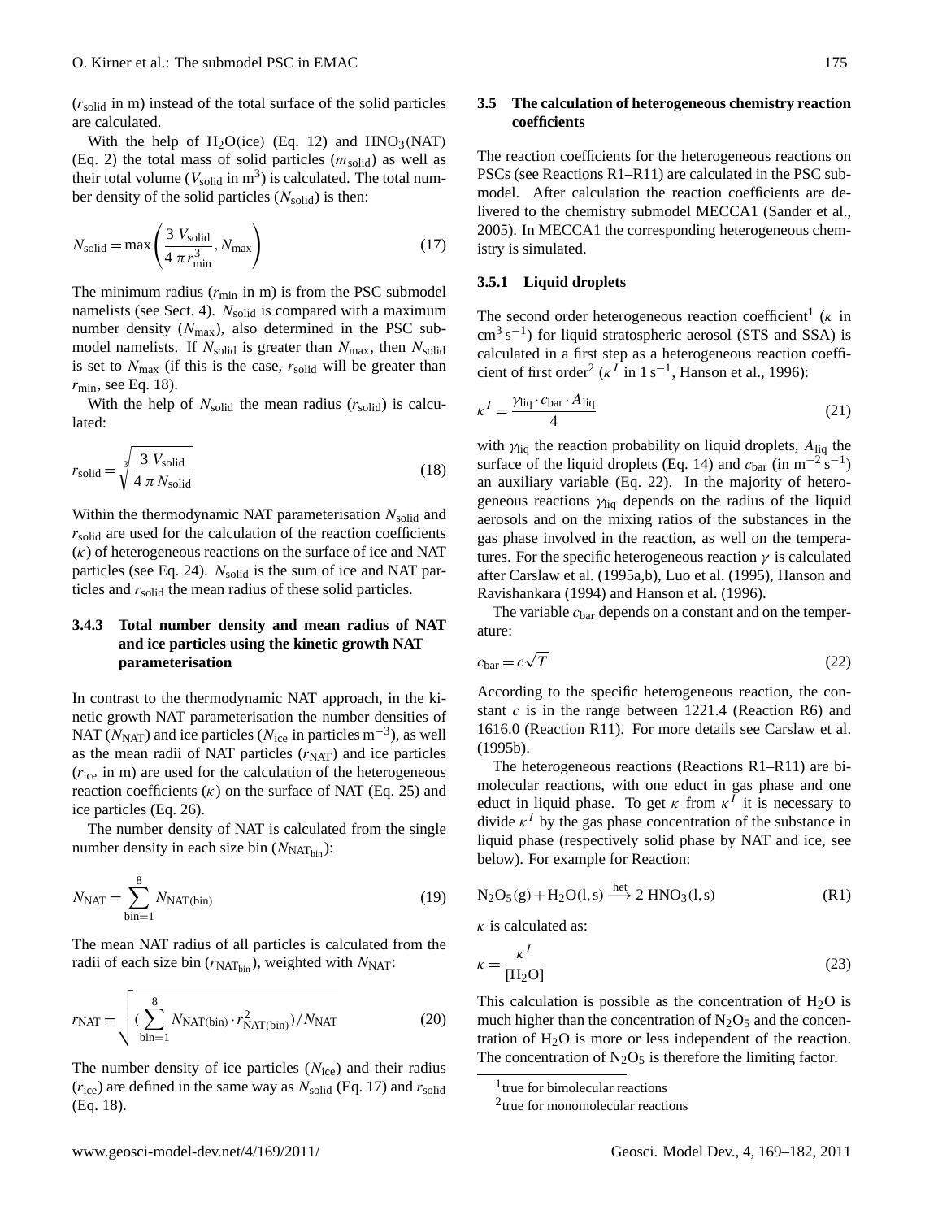($r_{solid}$ in m) instead of the total surface of the solid particles are calculated.

With the help of $H_2O$(ice) (Eq. 12) and $HNO_3$(NAT) (Eq. 2) the total mass of solid particles ($m_{solid}$) as well as their total volume ($V_{solid}$ in $m^3$) is calculated. The total number density of the solid particles ($N_{solid}$) is then:

$$N_{solid} = \max\left(\frac{3\ V_{solid}}{4\ \pi\ r_{min}^3}, N_{max}\right) \tag{17}$$

The minimum radius ($r_{min}$ in m) is from the PSC submodel namelists (see Sect. 4). $N_{solid}$ is compared with a maximum number density ($N_{max}$), also determined in the PSC submodel namelists. If $N_{solid}$ is greater than $N_{max}$, then $N_{solid}$ is set to $N_{max}$ (if this is the case, $r_{solid}$ will be greater than $r_{min}$, see Eq. 18).

With the help of $N_{solid}$ the mean radius ($r_{solid}$) is calculated:

$$r_{solid} = \sqrt[3]{\frac{3\ V_{solid}}{4\ \pi\ N_{solid}}} \tag{18}$$

Within the thermodynamic NAT parameterisation $N_{solid}$ and $r_{solid}$ are used for the calculation of the reaction coefficients ($\kappa$) of heterogeneous reactions on the surface of ice and NAT particles (see Eq. 24). $N_{solid}$ is the sum of ice and NAT particles and $r_{solid}$ the mean radius of these solid particles.

### 3.4.3 Total number density and mean radius of NAT and ice particles using the kinetic growth NAT parameterisation

In contrast to the thermodynamic NAT approach, in the kinetic growth NAT parameterisation the number densities of NAT ($N_{NAT}$) and ice particles ($N_{ice}$ in particles $m^{-3}$), as well as the mean radii of NAT particles ($r_{NAT}$) and ice particles ($r_{ice}$ in m) are used for the calculation of the heterogeneous reaction coefficients ($\kappa$) on the surface of NAT (Eq. 25) and ice particles (Eq. 26).

The number density of NAT is calculated from the single number density in each size bin ($N_{NAT_{bin}}$):

$$N_{NAT} = \sum_{bin=1}^{8} N_{NAT(bin)} \tag{19}$$

The mean NAT radius of all particles is calculated from the radii of each size bin ($r_{NAT_{bin}}$), weighted with $N_{NAT}$:

$$r_{NAT} = \sqrt{\left(\sum_{bin=1}^{8} N_{NAT(bin)} \cdot r_{NAT(bin)}^2\right) / N_{NAT}} \tag{20}$$

The number density of ice particles ($N_{ice}$) and their radius ($r_{ice}$) are defined in the same way as $N_{solid}$ (Eq. 17) and $r_{solid}$ (Eq. 18).

## 3.5 The calculation of heterogeneous chemistry reaction coefficients

The reaction coefficients for the heterogeneous reactions on PSCs (see Reactions R1–R11) are calculated in the PSC submodel. After calculation the reaction coefficients are delivered to the chemistry submodel MECCA1 (Sander et al., 2005). In MECCA1 the corresponding heterogeneous chemistry is simulated.

### 3.5.1 Liquid droplets

The second order heterogeneous reaction coefficient[1] ($\kappa$ in $cm^3\ s^{-1}$) for liquid stratospheric aerosol (STS and SSA) is calculated in a first step as a heterogeneous reaction coefficient of first order[2] ($\kappa^I$ in $1\ s^{-1}$, Hanson et al., 1996):

$$\kappa^I = \frac{\gamma_{liq} \cdot c_{bar} \cdot A_{liq}}{4} \tag{21}$$

with $\gamma_{liq}$ the reaction probability on liquid droplets, $A_{liq}$ the surface of the liquid droplets (Eq. 14) and $c_{bar}$ (in $m^{-2}\ s^{-1}$) an auxiliary variable (Eq. 22). In the majority of heterogeneous reactions $\gamma_{liq}$ depends on the radius of the liquid aerosols and on the mixing ratios of the substances in the gas phase involved in the reaction, as well on the temperatures. For the specific heterogeneous reaction $\gamma$ is calculated after Carslaw et al. (1995a,b), Luo et al. (1995), Hanson and Ravishankara (1994) and Hanson et al. (1996).

The variable $c_{bar}$ depends on a constant and on the temperature:

$$c_{bar} = c\sqrt{T} \tag{22}$$

According to the specific heterogeneous reaction, the constant $c$ is in the range between 1221.4 (Reaction R6) and 1616.0 (Reaction R11). For more details see Carslaw et al. (1995b).

The heterogeneous reactions (Reactions R1–R11) are bimolecular reactions, with one educt in gas phase and one educt in liquid phase. To get $\kappa$ from $\kappa^I$ it is necessary to divide $\kappa^I$ by the gas phase concentration of the substance in liquid phase (respectively solid phase by NAT and ice, see below). For example for Reaction:

$$N_2O_5(g) + H_2O(l,s) \xrightarrow{het} 2\ HNO_3(l,s) \tag{R1}$$

$\kappa$ is calculated as:

$$\kappa = \frac{\kappa^I}{[H_2O]} \tag{23}$$

This calculation is possible as the concentration of $H_2O$ is much higher than the concentration of $N_2O_5$ and the concentration of $H_2O$ is more or less independent of the reaction. The concentration of $N_2O_5$ is therefore the limiting factor.

[1] true for bimolecular reactions

[2] true for monomolecular reactions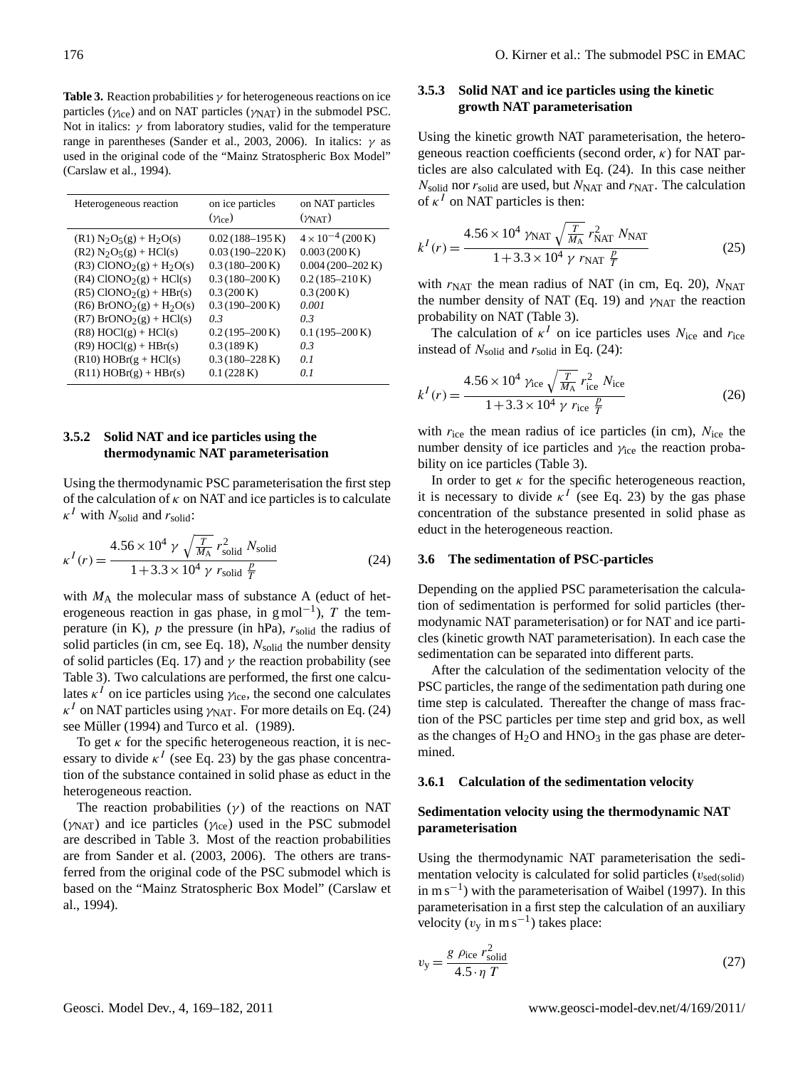**Table 3.** Reaction probabilities $\gamma$ for heterogeneous reactions on ice particles ($\gamma_{ice}$) and on NAT particles ($\gamma_{NAT}$) in the submodel PSC. Not in italics: $\gamma$ from laboratory studies, valid for the temperature range in parentheses (Sander et al., 2003, 2006). In italics: $\gamma$ as used in the original code of the "Mainz Stratospheric Box Model" (Carslaw et al., 1994).

| Heterogeneous reaction | on ice particles ($\gamma_{ice}$) | on NAT particles ($\gamma_{NAT}$) |
|---|---|---|
| (R1) $N_2O_5$(g) + $H_2O$(s) | 0.02 (188–195 K) | $4 \times 10^{-4}$ (200 K) |
| (R2) $N_2O_5$(g) + HCl(s) | 0.03 (190–220 K) | 0.003 (200 K) |
| (R3) $ClONO_2$(g) + $H_2O$(s) | 0.3 (180–200 K) | 0.004 (200–202 K) |
| (R4) $ClONO_2$(g) + HCl(s) | 0.3 (180–200 K) | 0.2 (185–210 K) |
| (R5) $ClONO_2$(g) + HBr(s) | 0.3 (200 K) | 0.3 (200 K) |
| (R6) $BrONO_2$(g) + $H_2O$(s) | 0.3 (190–200 K) | *0.001* |
| (R7) $BrONO_2$(g) + HCl(s) | *0.3* | *0.3* |
| (R8) HOCl(g) + HCl(s) | 0.2 (195–200 K) | 0.1 (195–200 K) |
| (R9) HOCl(g) + HBr(s) | 0.3 (189 K) | *0.3* |
| (R10) HOBr(g + HCl(s) | 0.3 (180–228 K) | *0.1* |
| (R11) HOBr(g) + HBr(s) | 0.1 (228 K) | *0.1* |

#### 3.5.2 Solid NAT and ice particles using the thermodynamic NAT parameterisation

Using the thermodynamic PSC parameterisation the first step of the calculation of $\kappa$ on NAT and ice particles is to calculate $\kappa^I$ with $N_{solid}$ and $r_{solid}$:

$$\kappa^I(r) = \frac{4.56 \times 10^4 \ \gamma \ \sqrt{\frac{T}{M_A}} \ r_{solid}^2 \ N_{solid}}{1 + 3.3 \times 10^4 \ \gamma \ r_{solid} \ \frac{p}{T}} \tag{24}$$

with $M_A$ the molecular mass of substance A (educt of heterogeneous reaction in gas phase, in $g\,mol^{-1}$), $T$ the temperature (in K), $p$ the pressure (in hPa), $r_{solid}$ the radius of solid particles (in cm, see Eq. 18), $N_{solid}$ the number density of solid particles (Eq. 17) and $\gamma$ the reaction probability (see Table 3). Two calculations are performed, the first one calculates $\kappa^I$ on ice particles using $\gamma_{ice}$, the second one calculates $\kappa^I$ on NAT particles using $\gamma_{NAT}$. For more details on Eq. (24) see Müller (1994) and Turco et al. (1989).

To get $\kappa$ for the specific heterogeneous reaction, it is necessary to divide $\kappa^I$ (see Eq. 23) by the gas phase concentration of the substance contained in solid phase as educt in the heterogeneous reaction.

The reaction probabilities ($\gamma$) of the reactions on NAT ($\gamma_{NAT}$) and ice particles ($\gamma_{ice}$) used in the PSC submodel are described in Table 3. Most of the reaction probabilities are from Sander et al. (2003, 2006). The others are transferred from the original code of the PSC submodel which is based on the "Mainz Stratospheric Box Model" (Carslaw et al., 1994).

#### 3.5.3 Solid NAT and ice particles using the kinetic growth NAT parameterisation

Using the kinetic growth NAT parameterisation, the heterogeneous reaction coefficients (second order, $\kappa$) for NAT particles are also calculated with Eq. (24). In this case neither $N_{solid}$ nor $r_{solid}$ are used, but $N_{NAT}$ and $r_{NAT}$. The calculation of $\kappa^I$ on NAT particles is then:

$$k^I(r) = \frac{4.56 \times 10^4 \ \gamma_{NAT} \ \sqrt{\frac{T}{M_A}} \ r_{NAT}^2 \ N_{NAT}}{1 + 3.3 \times 10^4 \ \gamma \ r_{NAT} \ \frac{p}{T}} \tag{25}$$

with $r_{NAT}$ the mean radius of NAT (in cm, Eq. 20), $N_{NAT}$ the number density of NAT (Eq. 19) and $\gamma_{NAT}$ the reaction probability on NAT (Table 3).

The calculation of $\kappa^I$ on ice particles uses $N_{ice}$ and $r_{ice}$ instead of $N_{solid}$ and $r_{solid}$ in Eq. (24):

$$k^I(r) = \frac{4.56 \times 10^4 \ \gamma_{ice} \ \sqrt{\frac{T}{M_A}} \ r_{ice}^2 \ N_{ice}}{1 + 3.3 \times 10^4 \ \gamma \ r_{ice} \ \frac{p}{T}} \tag{26}$$

with $r_{ice}$ the mean radius of ice particles (in cm), $N_{ice}$ the number density of ice particles and $\gamma_{ice}$ the reaction probability on ice particles (Table 3).

In order to get $\kappa$ for the specific heterogeneous reaction, it is necessary to divide $\kappa^I$ (see Eq. 23) by the gas phase concentration of the substance presented in solid phase as educt in the heterogeneous reaction.

### 3.6 The sedimentation of PSC-particles

Depending on the applied PSC parameterisation the calculation of sedimentation is performed for solid particles (thermodynamic NAT parameterisation) or for NAT and ice particles (kinetic growth NAT parameterisation). In each case the sedimentation can be separated into different parts.

After the calculation of the sedimentation velocity of the PSC particles, the range of the sedimentation path during one time step is calculated. Thereafter the change of mass fraction of the PSC particles per time step and grid box, as well as the changes of $H_2O$ and $HNO_3$ in the gas phase are determined.

#### 3.6.1 Calculation of the sedimentation velocity

**Sedimentation velocity using the thermodynamic NAT parameterisation**

Using the thermodynamic NAT parameterisation the sedimentation velocity is calculated for solid particles ($v_{sed(solid)}$ in $m\,s^{-1}$) with the parameterisation of Waibel (1997). In this parameterisation in a first step the calculation of an auxiliary velocity ($v_y$ in $m\,s^{-1}$) takes place:

$$v_y = \frac{g \ \rho_{ice} \ r_{solid}^2}{4.5 \cdot \eta \ T} \tag{27}$$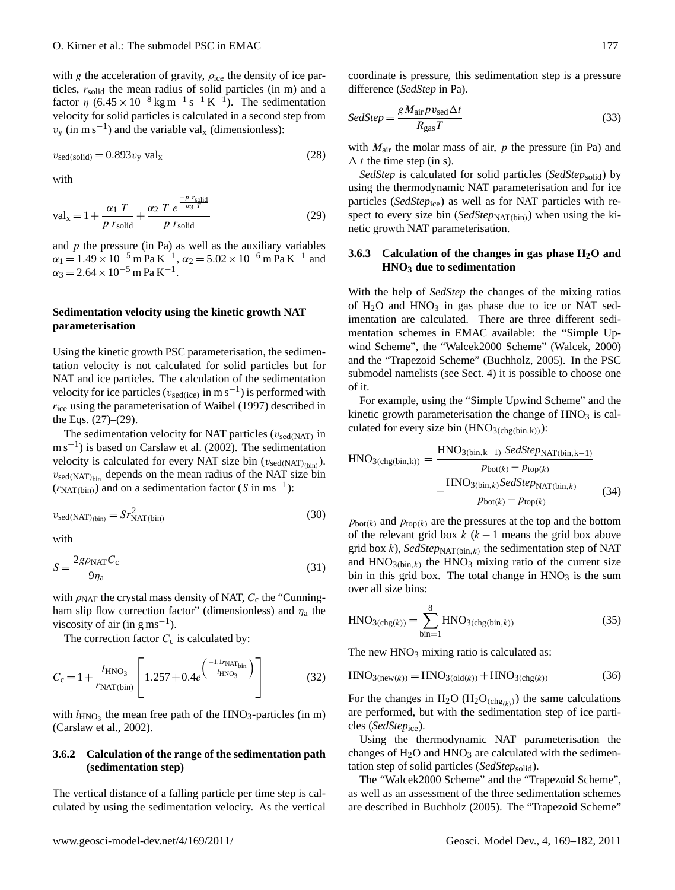with $g$ the acceleration of gravity, $\rho_{ice}$ the density of ice particles, $r_{solid}$ the mean radius of solid particles (in m) and a factor $\eta$ ($6.45\times10^{-8}\,\mathrm{kg\,m^{-1}\,s^{-1}\,K^{-1}}$). The sedimentation velocity for solid particles is calculated in a second step from $v_y$ (in $\mathrm{m\,s^{-1}}$) and the variable $\mathrm{val_x}$ (dimensionless):

$$v_{sed(solid)} = 0.893 v_y\ \mathrm{val_x} \tag{28}$$

with

$$\mathrm{val_x} = 1 + \frac{\alpha_1\ T}{p\ r_{solid}} + \frac{\alpha_2\ T\ e^{\frac{-p\ r_{solid}}{\alpha_3\ T}}}{p\ r_{solid}} \tag{29}$$

and $p$ the pressure (in Pa) as well as the auxiliary variables $\alpha_1 = 1.49\times10^{-5}\,\mathrm{m\,Pa\,K^{-1}}$, $\alpha_2 = 5.02\times10^{-6}\,\mathrm{m\,Pa\,K^{-1}}$ and $\alpha_3 = 2.64\times10^{-5}\,\mathrm{m\,Pa\,K^{-1}}$.

**Sedimentation velocity using the kinetic growth NAT parameterisation**

Using the kinetic growth PSC parameterisation, the sedimentation velocity is not calculated for solid particles but for NAT and ice particles. The calculation of the sedimentation velocity for ice particles ($v_{sed(ice)}$ in $\mathrm{m\,s^{-1}}$) is performed with $r_{ice}$ using the parameterisation of Waibel (1997) described in the Eqs. (27)–(29).

The sedimentation velocity for NAT particles ($v_{sed(NAT)}$ in $\mathrm{m\,s^{-1}}$) is based on Carslaw et al. (2002). The sedimentation velocity is calculated for every NAT size bin ($v_{sed(NAT)_{(bin)}}$). $v_{sed(NAT)_{bin}}$ depends on the mean radius of the NAT size bin ($r_{NAT(bin)}$) and on a sedimentation factor ($S$ in $\mathrm{ms^{-1}}$):

$$v_{sed(NAT)_{(bin)}} = S r^2_{NAT(bin)} \tag{30}$$

with

$$S = \frac{2g\rho_{NAT}C_c}{9\eta_a} \tag{31}$$

with $\rho_{NAT}$ the crystal mass density of NAT, $C_c$ the "Cunningham slip flow correction factor" (dimensionless) and $\eta_a$ the viscosity of air (in $\mathrm{g\,ms^{-1}}$).

The correction factor $C_c$ is calculated by:

$$C_c = 1 + \frac{l_{HNO_3}}{r_{NAT(bin)}}\left[1.257 + 0.4e^{\left(\frac{-1.1 r_{NAT_{bin}}}{l_{HNO_3}}\right)}\right] \tag{32}$$

with $l_{HNO_3}$ the mean free path of the $HNO_3$-particles (in m) (Carslaw et al., 2002).

### 3.6.2 Calculation of the range of the sedimentation path (sedimentation step)

The vertical distance of a falling particle per time step is calculated by using the sedimentation velocity. As the vertical coordinate is pressure, this sedimentation step is a pressure difference (*SedStep* in Pa).

$$SedStep = \frac{g M_{air}\, p\, v_{sed}\Delta t}{R_{gas} T} \tag{33}$$

with $M_{air}$ the molar mass of air, $p$ the pressure (in Pa) and $\Delta\, t$ the time step (in s).

*SedStep* is calculated for solid particles ($SedStep_{solid}$) by using the thermodynamic NAT parameterisation and for ice particles ($SedStep_{ice}$) as well as for NAT particles with respect to every size bin ($SedStep_{NAT(bin)}$) when using the kinetic growth NAT parameterisation.

### 3.6.3 Calculation of the changes in gas phase $H_2O$ and $HNO_3$ due to sedimentation

With the help of *SedStep* the changes of the mixing ratios of $H_2O$ and $HNO_3$ in gas phase due to ice or NAT sedimentation are calculated. There are three different sedimentation schemes in EMAC available: the "Simple Upwind Scheme", the "Walcek2000 Scheme" (Walcek, 2000) and the "Trapezoid Scheme" (Buchholz, 2005). In the PSC submodel namelists (see Sect. 4) it is possible to choose one of it.

For example, using the "Simple Upwind Scheme" and the kinetic growth parameterisation the change of $HNO_3$ is calculated for every size bin ($HNO_{3(chg(bin,k))}$):

$$HNO_{3(chg(bin,k))} = \frac{HNO_{3(bin,k-1)}\ SedStep_{NAT(bin,k-1)}}{p_{bot(k)} - p_{top(k)}} - \frac{HNO_{3(bin,k)} SedStep_{NAT(bin,k)}}{p_{bot(k)} - p_{top(k)}} \tag{34}$$

$p_{bot(k)}$ and $p_{top(k)}$ are the pressures at the top and the bottom of the relevant grid box $k$ ($k-1$ means the grid box above grid box $k$), $SedStep_{NAT(bin,k)}$ the sedimentation step of NAT and $HNO_{3(bin,k)}$ the $HNO_3$ mixing ratio of the current size bin in this grid box. The total change in $HNO_3$ is the sum over all size bins:

$$HNO_{3(chg(k))} = \sum_{bin=1}^{8} HNO_{3(chg(bin,k))} \tag{35}$$

The new $HNO_3$ mixing ratio is calculated as:

$$HNO_{3(new(k))} = HNO_{3(old(k))} + HNO_{3(chg(k))} \tag{36}$$

For the changes in $H_2O$ ($H_2O_{(chg_{(k)})}$) the same calculations are performed, but with the sedimentation step of ice particles ($SedStep_{ice}$).

Using the thermodynamic NAT parameterisation the changes of $H_2O$ and $HNO_3$ are calculated with the sedimentation step of solid particles ($SedStep_{solid}$).

The "Walcek2000 Scheme" and the "Trapezoid Scheme", as well as an assessment of the three sedimentation schemes are described in Buchholz (2005). The "Trapezoid Scheme"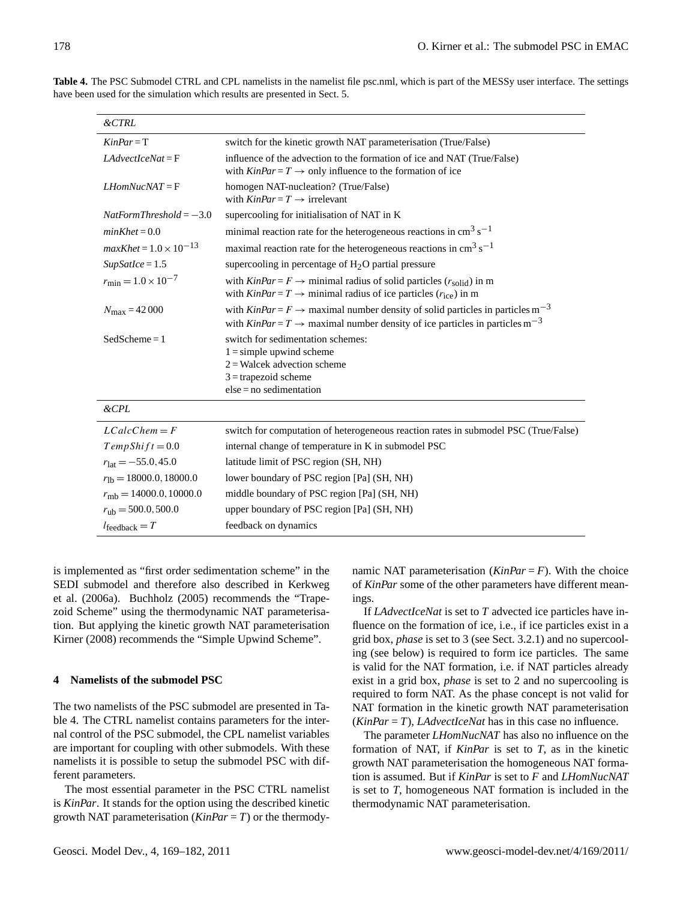**Table 4.** The PSC Submodel CTRL and CPL namelists in the namelist file psc.nml, which is part of the MESSy user interface. The settings have been used for the simulation which results are presented in Sect. 5.

| *&CTRL* | |
|---|---|
| *KinPar* = T | switch for the kinetic growth NAT parameterisation (True/False) |
| *LAdvectIceNat* = F | influence of the advection to the formation of ice and NAT (True/False)<br>with *KinPar* = *T* → only influence to the formation of ice |
| *LHomNucNAT* = F | homogen NAT-nucleation? (True/False)<br>with *KinPar* = *T* → irrelevant |
| *NatFormThreshold* = −3.0 | supercooling for initialisation of NAT in K |
| *minKhet* = 0.0 | minimal reaction rate for the heterogeneous reactions in $cm^3\,s^{-1}$ |
| *maxKhet* = $1.0\times10^{-13}$ | maximal reaction rate for the heterogeneous reactions in $cm^3\,s^{-1}$ |
| *SupSatIce* = 1.5 | supercooling in percentage of $H_2O$ partial pressure |
| $r_{\min} = 1.0\times10^{-7}$ | with *KinPar* = *F* → minimal radius of solid particles ($r_{\text{solid}}$) in m<br>with *KinPar* = *T* → minimal radius of ice particles ($r_{\text{ice}}$) in m |
| $N_{\max}$ = 42 000 | with *KinPar* = *F* → maximal number density of solid particles in particles $m^{-3}$<br>with *KinPar* = *T* → maximal number density of ice particles in particles $m^{-3}$ |
| SedScheme = 1 | switch for sedimentation schemes:<br>1 = simple upwind scheme<br>2 = Walcek advection scheme<br>3 = trapezoid scheme<br>else = no sedimentation |
| *&CPL* | |
| $LCalcChem = F$ | switch for computation of heterogeneous reaction rates in submodel PSC (True/False) |
| $TempShift = 0.0$ | internal change of temperature in K in submodel PSC |
| $r_{\text{lat}} = -55.0, 45.0$ | latitude limit of PSC region (SH, NH) |
| $r_{\text{lb}} = 18000.0, 18000.0$ | lower boundary of PSC region [Pa] (SH, NH) |
| $r_{\text{mb}} = 14000.0, 10000.0$ | middle boundary of PSC region [Pa] (SH, NH) |
| $r_{\text{ub}} = 500.0, 500.0$ | upper boundary of PSC region [Pa] (SH, NH) |
| $l_{\text{feedback}} = T$ | feedback on dynamics |

is implemented as "first order sedimentation scheme" in the SEDI submodel and therefore also described in Kerkweg et al. (2006a). Buchholz (2005) recommends the "Trapezoid Scheme" using the thermodynamic NAT parameterisation. But applying the kinetic growth NAT parameterisation Kirner (2008) recommends the "Simple Upwind Scheme".

## 4 Namelists of the submodel PSC

The two namelists of the PSC submodel are presented in Table 4. The CTRL namelist contains parameters for the internal control of the PSC submodel, the CPL namelist variables are important for coupling with other submodels. With these namelists it is possible to setup the submodel PSC with different parameters.

The most essential parameter in the PSC CTRL namelist is *KinPar*. It stands for the option using the described kinetic growth NAT parameterisation (*KinPar* = *T*) or the thermodynamic NAT parameterisation (*KinPar* = *F*). With the choice of *KinPar* some of the other parameters have different meanings.

If *LAdvectIceNat* is set to *T* advected ice particles have influence on the formation of ice, i.e., if ice particles exist in a grid box, *phase* is set to 3 (see Sect. 3.2.1) and no supercooling (see below) is required to form ice particles. The same is valid for the NAT formation, i.e. if NAT particles already exist in a grid box, *phase* is set to 2 and no supercooling is required to form NAT. As the phase concept is not valid for NAT formation in the kinetic growth NAT parameterisation (*KinPar* = *T*), *LAdvectIceNat* has in this case no influence.

The parameter *LHomNucNAT* has also no influence on the formation of NAT, if *KinPar* is set to *T*, as in the kinetic growth NAT parameterisation the homogeneous NAT formation is assumed. But if *KinPar* is set to *F* and *LHomNucNAT* is set to *T*, homogeneous NAT formation is included in the thermodynamic NAT parameterisation.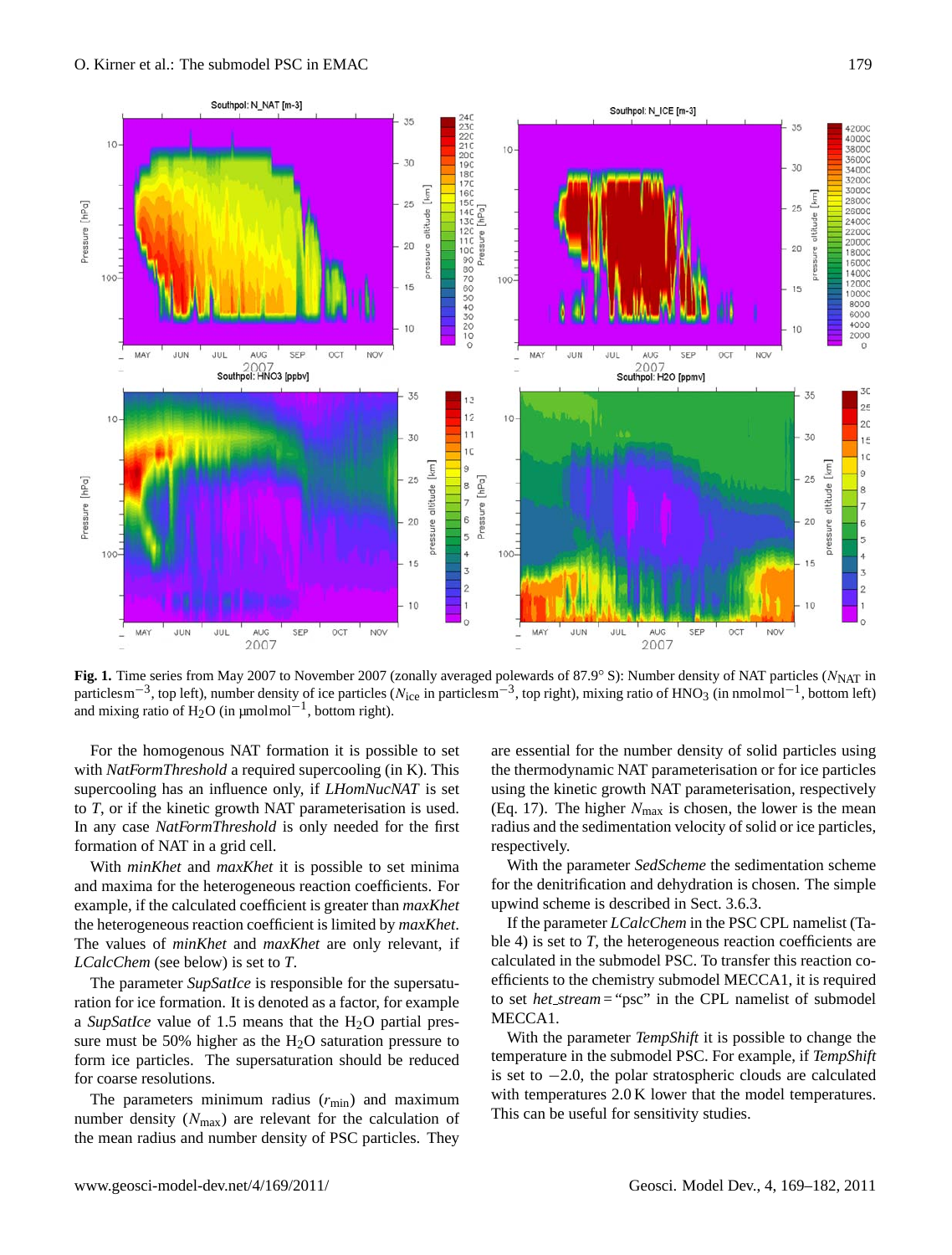**Fig. 1.** Time series from May 2007 to November 2007 (zonally averaged polewards of 87.9° S): Number density of NAT particles ($N_{NAT}$ in particles $m^{-3}$, top left), number density of ice particles ($N_{ice}$ in particles $m^{-3}$, top right), mixing ratio of $HNO_3$ (in nmol $mol^{-1}$, bottom left) and mixing ratio of $H_2O$ (in µmol $mol^{-1}$, bottom right).

For the homogenous NAT formation it is possible to set with *NatFormThreshold* a required supercooling (in K). This supercooling has an influence only, if *LHomNucNAT* is set to *T*, or if the kinetic growth NAT parameterisation is used. In any case *NatFormThreshold* is only needed for the first formation of NAT in a grid cell.

With *minKhet* and *maxKhet* it is possible to set minima and maxima for the heterogeneous reaction coefficients. For example, if the calculated coefficient is greater than *maxKhet* the heterogeneous reaction coefficient is limited by *maxKhet*. The values of *minKhet* and *maxKhet* are only relevant, if *LCalcChem* (see below) is set to *T*.

The parameter *SupSatIce* is responsible for the supersaturation for ice formation. It is denoted as a factor, for example a *SupSatIce* value of 1.5 means that the $H_2O$ partial pressure must be 50% higher as the $H_2O$ saturation pressure to form ice particles. The supersaturation should be reduced for coarse resolutions.

The parameters minimum radius ($r_{min}$) and maximum number density ($N_{max}$) are relevant for the calculation of the mean radius and number density of PSC particles. They are essential for the number density of solid particles using the thermodynamic NAT parameterisation or for ice particles using the kinetic growth NAT parameterisation, respectively (Eq. 17). The higher $N_{max}$ is chosen, the lower is the mean radius and the sedimentation velocity of solid or ice particles, respectively.

With the parameter *SedScheme* the sedimentation scheme for the denitrification and dehydration is chosen. The simple upwind scheme is described in Sect. 3.6.3.

If the parameter *LCalcChem* in the PSC CPL namelist (Table 4) is set to *T*, the heterogeneous reaction coefficients are calculated in the submodel PSC. To transfer this reaction coefficients to the chemistry submodel MECCA1, it is required to set *het_stream* = "psc" in the CPL namelist of submodel MECCA1.

With the parameter *TempShift* it is possible to change the temperature in the submodel PSC. For example, if *TempShift* is set to −2.0, the polar stratospheric clouds are calculated with temperatures 2.0 K lower that the model temperatures. This can be useful for sensitivity studies.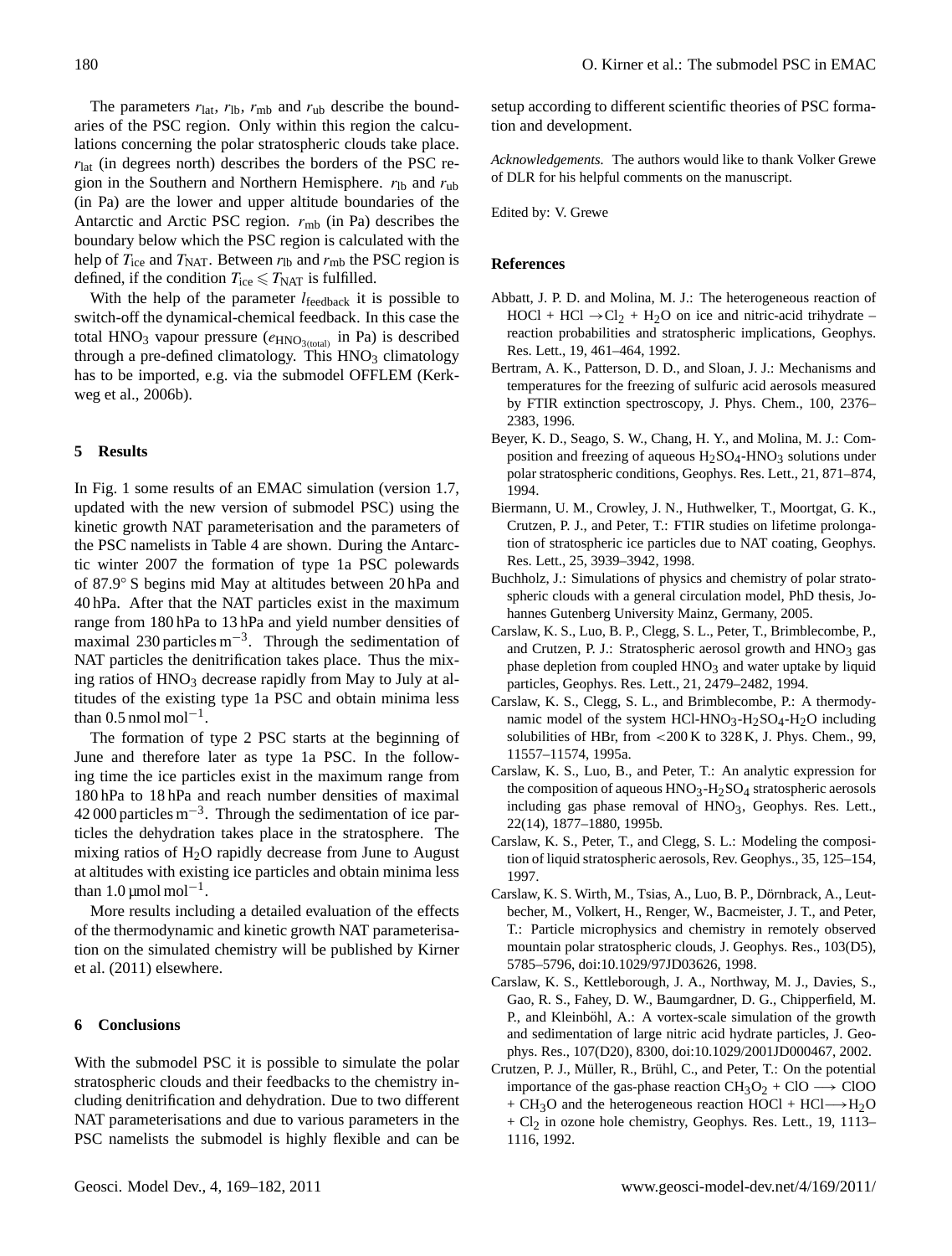The parameters $r_{lat}$, $r_{lb}$, $r_{mb}$ and $r_{ub}$ describe the boundaries of the PSC region. Only within this region the calculations concerning the polar stratospheric clouds take place. $r_{lat}$ (in degrees north) describes the borders of the PSC region in the Southern and Northern Hemisphere. $r_{lb}$ and $r_{ub}$ (in Pa) are the lower and upper altitude boundaries of the Antarctic and Arctic PSC region. $r_{mb}$ (in Pa) describes the boundary below which the PSC region is calculated with the help of $T_{ice}$ and $T_{NAT}$. Between $r_{lb}$ and $r_{mb}$ the PSC region is defined, if the condition $T_{ice} \leqslant T_{NAT}$ is fulfilled.

With the help of the parameter $l_{feedback}$ it is possible to switch-off the dynamical-chemical feedback. In this case the total $HNO_3$ vapour pressure ($e_{HNO_{3(total)}}$ in Pa) is described through a pre-defined climatology. This $HNO_3$ climatology has to be imported, e.g. via the submodel OFFLEM (Kerkweg et al., 2006b).

## 5 Results

In Fig. 1 some results of an EMAC simulation (version 1.7, updated with the new version of submodel PSC) using the kinetic growth NAT parameterisation and the parameters of the PSC namelists in Table 4 are shown. During the Antarctic winter 2007 the formation of type 1a PSC polewards of 87.9° S begins mid May at altitudes between 20 hPa and 40 hPa. After that the NAT particles exist in the maximum range from 180 hPa to 13 hPa and yield number densities of maximal 230 particles $m^{-3}$. Through the sedimentation of NAT particles the denitrification takes place. Thus the mixing ratios of $HNO_3$ decrease rapidly from May to July at altitudes of the existing type 1a PSC and obtain minima less than 0.5 nmol $mol^{-1}$.

The formation of type 2 PSC starts at the beginning of June and therefore later as type 1a PSC. In the following time the ice particles exist in the maximum range from 180 hPa to 18 hPa and reach number densities of maximal 42 000 particles $m^{-3}$. Through the sedimentation of ice particles the dehydration takes place in the stratosphere. The mixing ratios of $H_2O$ rapidly decrease from June to August at altitudes with existing ice particles and obtain minima less than 1.0 µmol $mol^{-1}$.

More results including a detailed evaluation of the effects of the thermodynamic and kinetic growth NAT parameterisation on the simulated chemistry will be published by Kirner et al. (2011) elsewhere.

## 6 Conclusions

With the submodel PSC it is possible to simulate the polar stratospheric clouds and their feedbacks to the chemistry including denitrification and dehydration. Due to two different NAT parameterisations and due to various parameters in the PSC namelists the submodel is highly flexible and can be setup according to different scientific theories of PSC formation and development.

*Acknowledgements.* The authors would like to thank Volker Grewe of DLR for his helpful comments on the manuscript.

Edited by: V. Grewe

## References

Abbatt, J. P. D. and Molina, M. J.: The heterogeneous reaction of HOCl + HCl $\rightarrow Cl_2 + H_2O$ on ice and nitric-acid trihydrate – reaction probabilities and stratospheric implications, Geophys. Res. Lett., 19, 461–464, 1992.

Bertram, A. K., Patterson, D. D., and Sloan, J. J.: Mechanisms and temperatures for the freezing of sulfuric acid aerosols measured by FTIR extinction spectroscopy, J. Phys. Chem., 100, 2376–2383, 1996.

Beyer, K. D., Seago, S. W., Chang, H. Y., and Molina, M. J.: Composition and freezing of aqueous $H_2SO_4$-$HNO_3$ solutions under polar stratospheric conditions, Geophys. Res. Lett., 21, 871–874, 1994.

Biermann, U. M., Crowley, J. N., Huthwelker, T., Moortgat, G. K., Crutzen, P. J., and Peter, T.: FTIR studies on lifetime prolongation of stratospheric ice particles due to NAT coating, Geophys. Res. Lett., 25, 3939–3942, 1998.

Buchholz, J.: Simulations of physics and chemistry of polar stratospheric clouds with a general circulation model, PhD thesis, Johannes Gutenberg University Mainz, Germany, 2005.

Carslaw, K. S., Luo, B. P., Clegg, S. L., Peter, T., Brimblecombe, P., and Crutzen, P. J.: Stratospheric aerosol growth and $HNO_3$ gas phase depletion from coupled $HNO_3$ and water uptake by liquid particles, Geophys. Res. Lett., 21, 2479–2482, 1994.

Carslaw, K. S., Clegg, S. L., and Brimblecombe, P.: A thermodynamic model of the system HCl-$HNO_3$-$H_2SO_4$-$H_2O$ including solubilities of HBr, from <200 K to 328 K, J. Phys. Chem., 99, 11557–11574, 1995a.

Carslaw, K. S., Luo, B., and Peter, T.: An analytic expression for the composition of aqueous $HNO_3$-$H_2SO_4$ stratospheric aerosols including gas phase removal of $HNO_3$, Geophys. Res. Lett., 22(14), 1877–1880, 1995b.

Carslaw, K. S., Peter, T., and Clegg, S. L.: Modeling the composition of liquid stratospheric aerosols, Rev. Geophys., 35, 125–154, 1997.

Carslaw, K. S. Wirth, M., Tsias, A., Luo, B. P., Dörnbrack, A., Leutbecher, M., Volkert, H., Renger, W., Bacmeister, J. T., and Peter, T.: Particle microphysics and chemistry in remotely observed mountain polar stratospheric clouds, J. Geophys. Res., 103(D5), 5785–5796, doi:10.1029/97JD03626, 1998.

Carslaw, K. S., Kettleborough, J. A., Northway, M. J., Davies, S., Gao, R. S., Fahey, D. W., Baumgardner, D. G., Chipperfield, M. P., and Kleinböhl, A.: A vortex-scale simulation of the growth and sedimentation of large nitric acid hydrate particles, J. Geophys. Res., 107(D20), 8300, doi:10.1029/2001JD000467, 2002.

Crutzen, P. J., Müller, R., Brühl, C., and Peter, T.: On the potential importance of the gas-phase reaction $CH_3O_2$ + ClO $\longrightarrow$ ClOO + $CH_3O$ and the heterogeneous reaction HOCl + HCl $\longrightarrow H_2O$ + $Cl_2$ in ozone hole chemistry, Geophys. Res. Lett., 19, 1113–1116, 1992.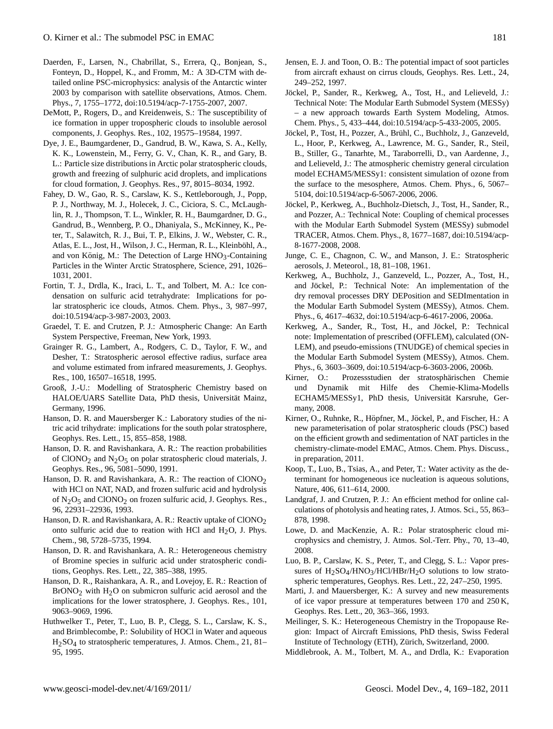Daerden, F., Larsen, N., Chabrillat, S., Errera, Q., Bonjean, S., Fonteyn, D., Hoppel, K., and Fromm, M.: A 3D-CTM with detailed online PSC-microphysics: analysis of the Antarctic winter 2003 by comparison with satellite observations, Atmos. Chem. Phys., 7, 1755–1772, doi:10.5194/acp-7-1755-2007, 2007.

DeMott, P., Rogers, D., and Kreidenweis, S.: The susceptibility of ice formation in upper tropospheric clouds to insoluble aerosol components, J. Geophys. Res., 102, 19575–19584, 1997.

Dye, J. E., Baumgardener, D., Gandrud, B. W., Kawa, S. A., Kelly, K. K., Lowenstein, M., Ferry, G. V., Chan, K. R., and Gary, B. L.: Particle size distributions in Arctic polar stratospheric clouds, growth and freezing of sulphuric acid droplets, and implications for cloud formation, J. Geophys. Res., 97, 8015–8034, 1992.

Fahey, D. W., Gao, R. S., Carslaw, K. S., Kettleborough, J., Popp, P. J., Northway, M. J., Holecek, J. C., Ciciora, S. C., McLaughlin, R. J., Thompson, T. L., Winkler, R. H., Baumgardner, D. G., Gandrud, B., Wennberg, P. O., Dhaniyala, S., McKinney, K., Peter, T., Salawitch, R. J., Bui, T. P., Elkins, J. W., Webster, C. R., Atlas, E. L., Jost, H., Wilson, J. C., Herman, R. L., Kleinböhl, A., and von König, M.: The Detection of Large $HNO_3$-Containing Particles in the Winter Arctic Stratosphere, Science, 291, 1026–1031, 2001.

Fortin, T. J., Drdla, K., Iraci, L. T., and Tolbert, M. A.: Ice condensation on sulfuric acid tetrahydrate: Implications for polar stratospheric ice clouds, Atmos. Chem. Phys., 3, 987–997, doi:10.5194/acp-3-987-2003, 2003.

Graedel, T. E. and Crutzen, P. J.: Atmospheric Change: An Earth System Perspective, Freeman, New York, 1993.

Grainger R. G., Lambert, A., Rodgers, C. D., Taylor, F. W., and Desher, T.: Stratospheric aerosol effective radius, surface area and volume estimated from infrared measurements, J. Geophys. Res., 100, 16507–16518, 1995.

Grooß, J.-U.: Modelling of Stratospheric Chemistry based on HALOE/UARS Satellite Data, PhD thesis, Universität Mainz, Germany, 1996.

Hanson, D. R. and Mauersberger K.: Laboratory studies of the nitric acid trihydrate: implications for the south polar stratosphere, Geophys. Res. Lett., 15, 855–858, 1988.

Hanson, D. R. and Ravishankara, A. R.: The reaction probabilities of $ClONO_2$ and $N_2O_5$ on polar stratospheric cloud materials, J. Geophys. Res., 96, 5081–5090, 1991.

Hanson, D. R. and Ravishankara, A. R.: The reaction of $ClONO_2$ with HCl on NAT, NAD, and frozen sulfuric acid and hydrolysis of $N_2O_5$ and $ClONO_2$ on frozen sulfuric acid, J. Geophys. Res., 96, 22931–22936, 1993.

Hanson, D. R. and Ravishankara, A. R.: Reactiv uptake of $ClONO_2$ onto sulfuric acid due to reation with HCl and $H_2O$, J. Phys. Chem., 98, 5728–5735, 1994.

Hanson, D. R. and Ravishankara, A. R.: Heterogeneous chemistry of Bromine species in sulfuric acid under stratospheric conditions, Geophys. Res. Lett., 22, 385–388, 1995.

Hanson, D. R., Raishankara, A. R., and Lovejoy, E. R.: Reaction of $BrONO_2$ with $H_2O$ on submicron sulfuric acid aerosol and the implications for the lower stratosphere, J. Geophys. Res., 101, 9063–9069, 1996.

Huthwelker T., Peter, T., Luo, B. P., Clegg, S. L., Carslaw, K. S., and Brimblecombe, P.: Solubility of HOCl in Water and aqueous $H_2SO_4$ to stratospheric temperatures, J. Atmos. Chem., 21, 81–95, 1995.

Jensen, E. J. and Toon, O. B.: The potential impact of soot particles from aircraft exhaust on cirrus clouds, Geophys. Res. Lett., 24, 249–252, 1997.

Jöckel, P., Sander, R., Kerkweg, A., Tost, H., and Lelieveld, J.: Technical Note: The Modular Earth Submodel System (MESSy) – a new approach towards Earth System Modeling, Atmos. Chem. Phys., 5, 433–444, doi:10.5194/acp-5-433-2005, 2005.

Jöckel, P., Tost, H., Pozzer, A., Brühl, C., Buchholz, J., Ganzeveld, L., Hoor, P., Kerkweg, A., Lawrence, M. G., Sander, R., Steil, B., Stiller, G., Tanarhte, M., Taraborrelli, D., van Aardenne, J., and Lelieveld, J.: The atmospheric chemistry general circulation model ECHAM5/MESSy1: consistent simulation of ozone from the surface to the mesosphere, Atmos. Chem. Phys., 6, 5067–5104, doi:10.5194/acp-6-5067-2006, 2006.

Jöckel, P., Kerkweg, A., Buchholz-Dietsch, J., Tost, H., Sander, R., and Pozzer, A.: Technical Note: Coupling of chemical processes with the Modular Earth Submodel System (MESSy) submodel TRACER, Atmos. Chem. Phys., 8, 1677–1687, doi:10.5194/acp-8-1677-2008, 2008.

Junge, C. E., Chagnon, C. W., and Manson, J. E.: Stratospheric aerosols, J. Meteorol., 18, 81–108, 1961.

Kerkweg, A., Buchholz, J., Ganzeveld, L., Pozzer, A., Tost, H., and Jöckel, P.: Technical Note: An implementation of the dry removal processes DRY DEPosition and SEDImentation in the Modular Earth Submodel System (MESSy), Atmos. Chem. Phys., 6, 4617–4632, doi:10.5194/acp-6-4617-2006, 2006a.

Kerkweg, A., Sander, R., Tost, H., and Jöckel, P.: Technical note: Implementation of prescribed (OFFLEM), calculated (ONLEM), and pseudo-emissions (TNUDGE) of chemical species in the Modular Earth Submodel System (MESSy), Atmos. Chem. Phys., 6, 3603–3609, doi:10.5194/acp-6-3603-2006, 2006b.

Kirner, O.: Prozessstudien der stratosphärischen Chemie und Dynamik mit Hilfe des Chemie-Klima-Modells ECHAM5/MESSy1, PhD thesis, Universität Karsruhe, Germany, 2008.

Kirner, O., Ruhnke, R., Höpfner, M., Jöckel, P., and Fischer, H.: A new parameterisation of polar stratospheric clouds (PSC) based on the efficient growth and sedimentation of NAT particles in the chemistry-climate-model EMAC, Atmos. Chem. Phys. Discuss., in preparation, 2011.

Koop, T., Luo, B., Tsias, A., and Peter, T.: Water activity as the determinant for homogeneous ice nucleation is aqueous solutions, Nature, 406, 611–614, 2000.

Landgraf, J. and Crutzen, P. J.: An efficient method for online calculations of photolysis and heating rates, J. Atmos. Sci., 55, 863–878, 1998.

Lowe, D. and MacKenzie, A. R.: Polar stratospheric cloud microphysics and chemistry, J. Atmos. Sol.-Terr. Phy., 70, 13–40, 2008.

Luo, B. P., Carslaw, K. S., Peter, T., and Clegg, S. L.: Vapor pressures of $H_2SO_4$/$HNO_3$/HCl/HBr/$H_2O$ solutions to low stratospheric temperatures, Geophys. Res. Lett., 22, 247–250, 1995.

Marti, J. and Mauersberger, K.: A survey and new measurements of ice vapor pressure at temperatures between 170 and 250 K, Geophys. Res. Lett., 20, 363–366, 1993.

Meilinger, S. K.: Heterogeneous Chemistry in the Tropopause Region: Impact of Aircraft Emissions, PhD thesis, Swiss Federal Institute of Technology (ETH), Zürich, Switzerland, 2000.

Middlebrook, A. M., Tolbert, M. A., and Drdla, K.: Evaporation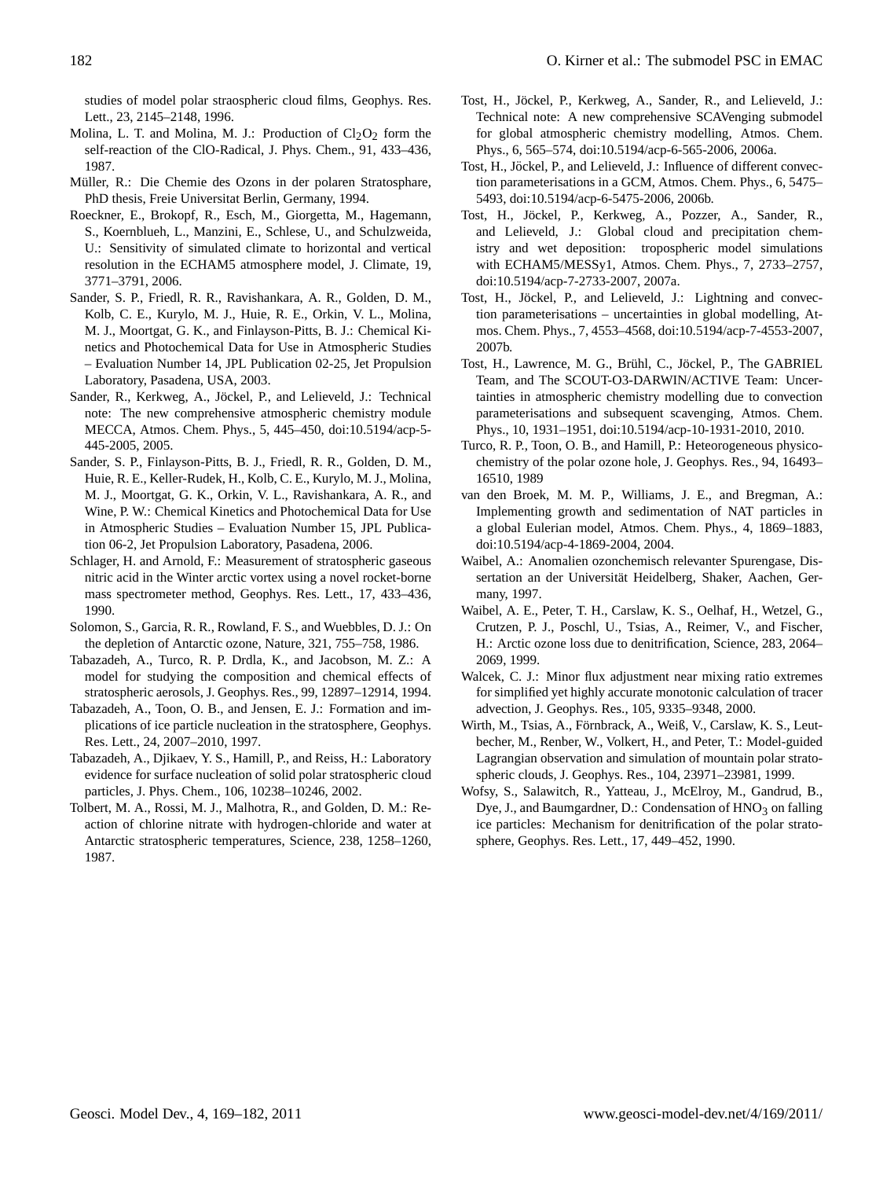studies of model polar straospheric cloud films, Geophys. Res. Lett., 23, 2145–2148, 1996.

Molina, L. T. and Molina, M. J.: Production of $Cl_2O_2$ form the self-reaction of the ClO-Radical, J. Phys. Chem., 91, 433–436, 1987.

Müller, R.: Die Chemie des Ozons in der polaren Stratosphare, PhD thesis, Freie Universitat Berlin, Germany, 1994.

Roeckner, E., Brokopf, R., Esch, M., Giorgetta, M., Hagemann, S., Koernblueh, L., Manzini, E., Schlese, U., and Schulzweida, U.: Sensitivity of simulated climate to horizontal and vertical resolution in the ECHAM5 atmosphere model, J. Climate, 19, 3771–3791, 2006.

Sander, S. P., Friedl, R. R., Ravishankara, A. R., Golden, D. M., Kolb, C. E., Kurylo, M. J., Huie, R. E., Orkin, V. L., Molina, M. J., Moortgat, G. K., and Finlayson-Pitts, B. J.: Chemical Kinetics and Photochemical Data for Use in Atmospheric Studies – Evaluation Number 14, JPL Publication 02-25, Jet Propulsion Laboratory, Pasadena, USA, 2003.

Sander, R., Kerkweg, A., Jöckel, P., and Lelieveld, J.: Technical note: The new comprehensive atmospheric chemistry module MECCA, Atmos. Chem. Phys., 5, 445–450, doi:10.5194/acp-5-445-2005, 2005.

Sander, S. P., Finlayson-Pitts, B. J., Friedl, R. R., Golden, D. M., Huie, R. E., Keller-Rudek, H., Kolb, C. E., Kurylo, M. J., Molina, M. J., Moortgat, G. K., Orkin, V. L., Ravishankara, A. R., and Wine, P. W.: Chemical Kinetics and Photochemical Data for Use in Atmospheric Studies – Evaluation Number 15, JPL Publication 06-2, Jet Propulsion Laboratory, Pasadena, 2006.

Schlager, H. and Arnold, F.: Measurement of stratospheric gaseous nitric acid in the Winter arctic vortex using a novel rocket-borne mass spectrometer method, Geophys. Res. Lett., 17, 433–436, 1990.

Solomon, S., Garcia, R. R., Rowland, F. S., and Wuebbles, D. J.: On the depletion of Antarctic ozone, Nature, 321, 755–758, 1986.

Tabazadeh, A., Turco, R. P. Drdla, K., and Jacobson, M. Z.: A model for studying the composition and chemical effects of stratospheric aerosols, J. Geophys. Res., 99, 12897–12914, 1994.

Tabazadeh, A., Toon, O. B., and Jensen, E. J.: Formation and implications of ice particle nucleation in the stratosphere, Geophys. Res. Lett., 24, 2007–2010, 1997.

Tabazadeh, A., Djikaev, Y. S., Hamill, P., and Reiss, H.: Laboratory evidence for surface nucleation of solid polar stratospheric cloud particles, J. Phys. Chem., 106, 10238–10246, 2002.

Tolbert, M. A., Rossi, M. J., Malhotra, R., and Golden, D. M.: Reaction of chlorine nitrate with hydrogen-chloride and water at Antarctic stratospheric temperatures, Science, 238, 1258–1260, 1987.

Tost, H., Jöckel, P., Kerkweg, A., Sander, R., and Lelieveld, J.: Technical note: A new comprehensive SCAVenging submodel for global atmospheric chemistry modelling, Atmos. Chem. Phys., 6, 565–574, doi:10.5194/acp-6-565-2006, 2006a.

Tost, H., Jöckel, P., and Lelieveld, J.: Influence of different convection parameterisations in a GCM, Atmos. Chem. Phys., 6, 5475–5493, doi:10.5194/acp-6-5475-2006, 2006b.

Tost, H., Jöckel, P., Kerkweg, A., Pozzer, A., Sander, R., and Lelieveld, J.: Global cloud and precipitation chemistry and wet deposition: tropospheric model simulations with ECHAM5/MESSy1, Atmos. Chem. Phys., 7, 2733–2757, doi:10.5194/acp-7-2733-2007, 2007a.

Tost, H., Jöckel, P., and Lelieveld, J.: Lightning and convection parameterisations – uncertainties in global modelling, Atmos. Chem. Phys., 7, 4553–4568, doi:10.5194/acp-7-4553-2007, 2007b.

Tost, H., Lawrence, M. G., Brühl, C., Jöckel, P., The GABRIEL Team, and The SCOUT-O3-DARWIN/ACTIVE Team: Uncertainties in atmospheric chemistry modelling due to convection parameterisations and subsequent scavenging, Atmos. Chem. Phys., 10, 1931–1951, doi:10.5194/acp-10-1931-2010, 2010.

Turco, R. P., Toon, O. B., and Hamill, P.: Heteorogeneous physicochemistry of the polar ozone hole, J. Geophys. Res., 94, 16493–16510, 1989

van den Broek, M. M. P., Williams, J. E., and Bregman, A.: Implementing growth and sedimentation of NAT particles in a global Eulerian model, Atmos. Chem. Phys., 4, 1869–1883, doi:10.5194/acp-4-1869-2004, 2004.

Waibel, A.: Anomalien ozonchemisch relevanter Spurengase, Dissertation an der Universität Heidelberg, Shaker, Aachen, Germany, 1997.

Waibel, A. E., Peter, T. H., Carslaw, K. S., Oelhaf, H., Wetzel, G., Crutzen, P. J., Poschl, U., Tsias, A., Reimer, V., and Fischer, H.: Arctic ozone loss due to denitrification, Science, 283, 2064–2069, 1999.

Walcek, C. J.: Minor flux adjustment near mixing ratio extremes for simplified yet highly accurate monotonic calculation of tracer advection, J. Geophys. Res., 105, 9335–9348, 2000.

Wirth, M., Tsias, A., Förnbrack, A., Weiß, V., Carslaw, K. S., Leutbecher, M., Renber, W., Volkert, H., and Peter, T.: Model-guided Lagrangian observation and simulation of mountain polar stratospheric clouds, J. Geophys. Res., 104, 23971–23981, 1999.

Wofsy, S., Salawitch, R., Yatteau, J., McElroy, M., Gandrud, B., Dye, J., and Baumgardner, D.: Condensation of $HNO_3$ on falling ice particles: Mechanism for denitrification of the polar stratosphere, Geophys. Res. Lett., 17, 449–452, 1990.